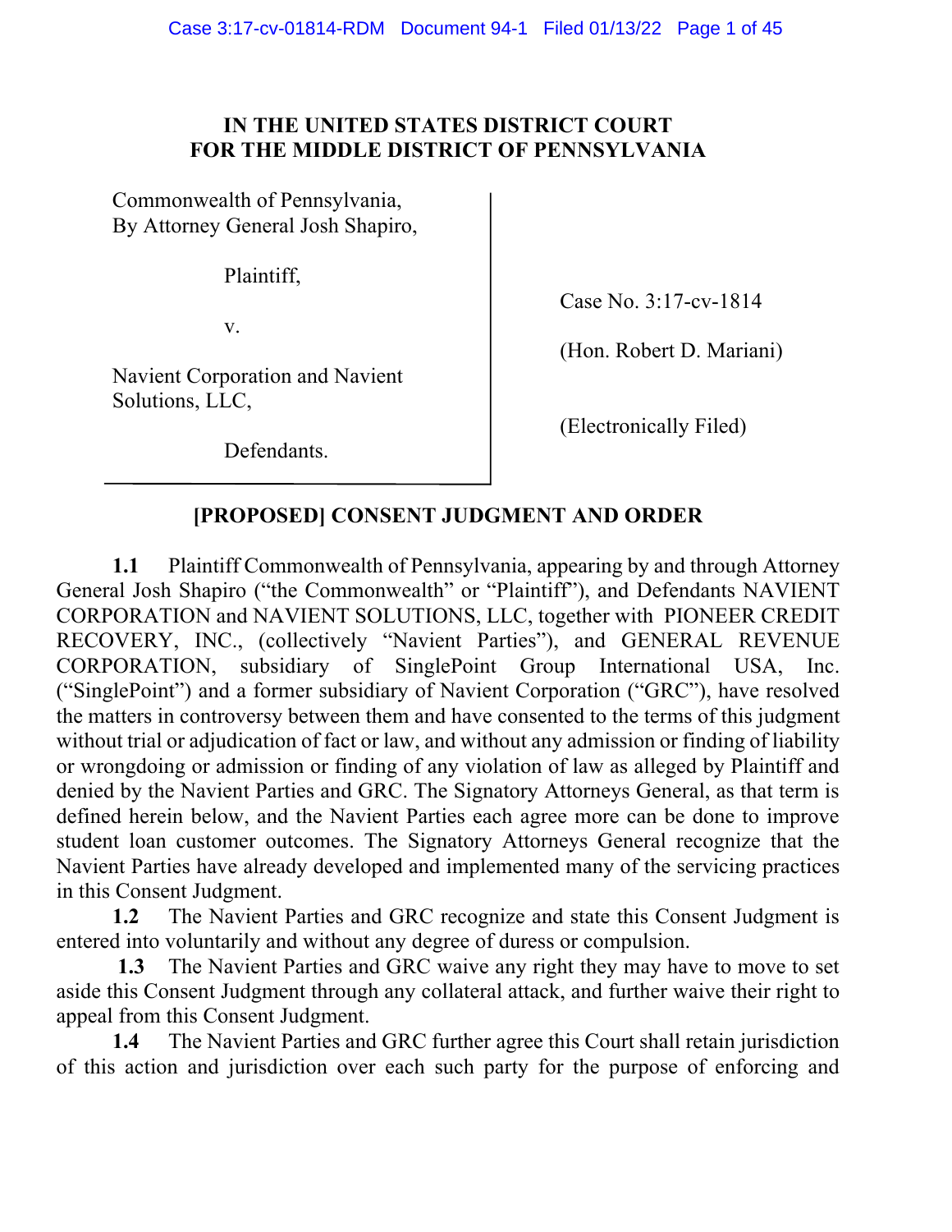**IN THE UNITED STATES DISTRICT COURT**
**FOR THE MIDDLE DISTRICT OF PENNSYLVANIA**

| | |
|---|---|
| Commonwealth of Pennsylvania, By Attorney General Josh Shapiro, | |
| Plaintiff, | Case No. 3:17-cv-1814 |
| v. | (Hon. Robert D. Mariani) |
| Navient Corporation and Navient Solutions, LLC, | (Electronically Filed) |
| Defendants. | |

## [PROPOSED] CONSENT JUDGMENT AND ORDER

**1.1** Plaintiff Commonwealth of Pennsylvania, appearing by and through Attorney General Josh Shapiro ("the Commonwealth" or "Plaintiff"), and Defendants NAVIENT CORPORATION and NAVIENT SOLUTIONS, LLC, together with PIONEER CREDIT RECOVERY, INC., (collectively "Navient Parties"), and GENERAL REVENUE CORPORATION, subsidiary of SinglePoint Group International USA, Inc. ("SinglePoint") and a former subsidiary of Navient Corporation ("GRC"), have resolved the matters in controversy between them and have consented to the terms of this judgment without trial or adjudication of fact or law, and without any admission or finding of liability or wrongdoing or admission or finding of any violation of law as alleged by Plaintiff and denied by the Navient Parties and GRC. The Signatory Attorneys General, as that term is defined herein below, and the Navient Parties each agree more can be done to improve student loan customer outcomes. The Signatory Attorneys General recognize that the Navient Parties have already developed and implemented many of the servicing practices in this Consent Judgment.

**1.2** The Navient Parties and GRC recognize and state this Consent Judgment is entered into voluntarily and without any degree of duress or compulsion.

**1.3** The Navient Parties and GRC waive any right they may have to move to set aside this Consent Judgment through any collateral attack, and further waive their right to appeal from this Consent Judgment.

**1.4** The Navient Parties and GRC further agree this Court shall retain jurisdiction of this action and jurisdiction over each such party for the purpose of enforcing and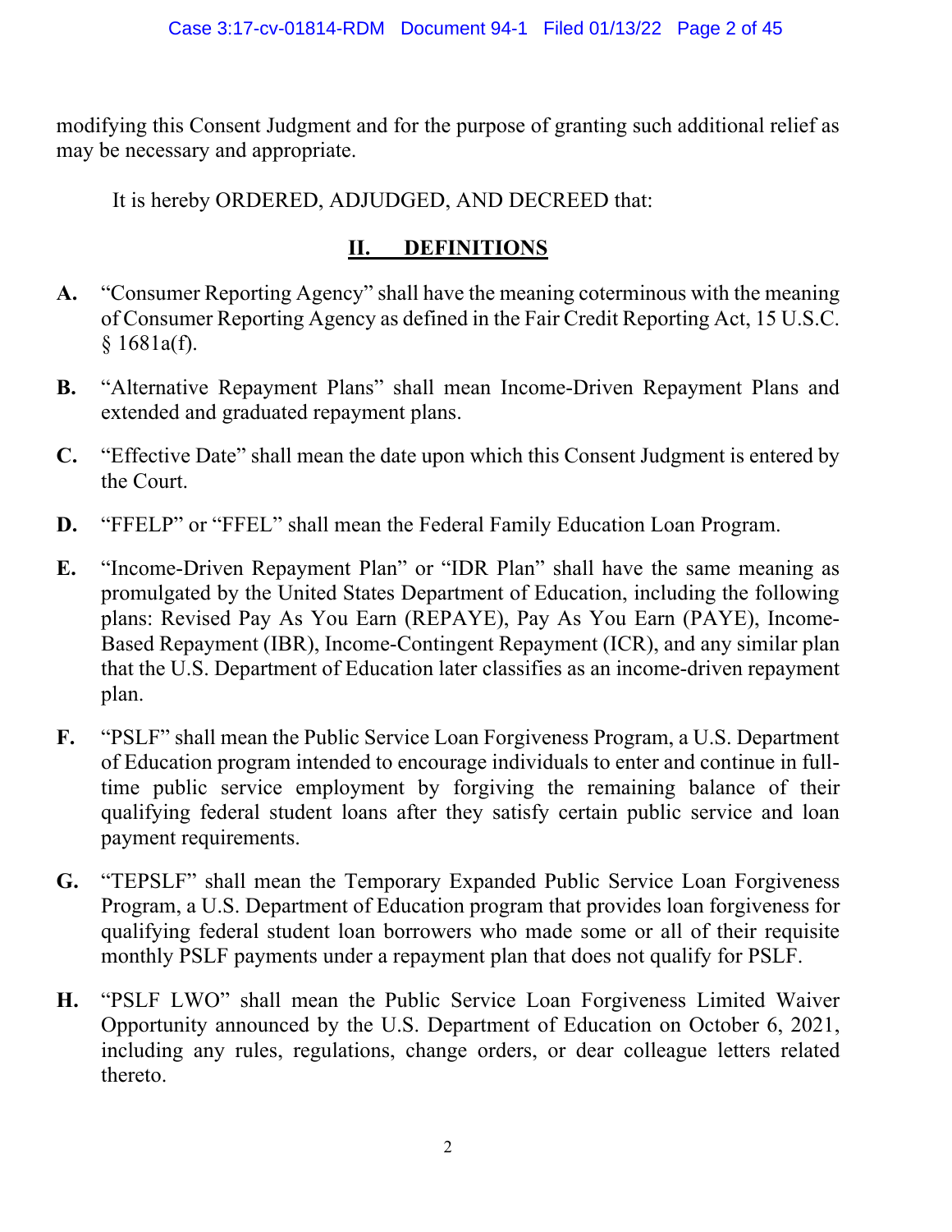modifying this Consent Judgment and for the purpose of granting such additional relief as may be necessary and appropriate.

It is hereby ORDERED, ADJUDGED, AND DECREED that:

## II. DEFINITIONS

**A.** "Consumer Reporting Agency" shall have the meaning coterminous with the meaning of Consumer Reporting Agency as defined in the Fair Credit Reporting Act, 15 U.S.C. § 1681a(f).

**B.** "Alternative Repayment Plans" shall mean Income-Driven Repayment Plans and extended and graduated repayment plans.

**C.** "Effective Date" shall mean the date upon which this Consent Judgment is entered by the Court.

**D.** "FFELP" or "FFEL" shall mean the Federal Family Education Loan Program.

**E.** "Income-Driven Repayment Plan" or "IDR Plan" shall have the same meaning as promulgated by the United States Department of Education, including the following plans: Revised Pay As You Earn (REPAYE), Pay As You Earn (PAYE), Income-Based Repayment (IBR), Income-Contingent Repayment (ICR), and any similar plan that the U.S. Department of Education later classifies as an income-driven repayment plan.

**F.** "PSLF" shall mean the Public Service Loan Forgiveness Program, a U.S. Department of Education program intended to encourage individuals to enter and continue in full-time public service employment by forgiving the remaining balance of their qualifying federal student loans after they satisfy certain public service and loan payment requirements.

**G.** "TEPSLF" shall mean the Temporary Expanded Public Service Loan Forgiveness Program, a U.S. Department of Education program that provides loan forgiveness for qualifying federal student loan borrowers who made some or all of their requisite monthly PSLF payments under a repayment plan that does not qualify for PSLF.

**H.** "PSLF LWO" shall mean the Public Service Loan Forgiveness Limited Waiver Opportunity announced by the U.S. Department of Education on October 6, 2021, including any rules, regulations, change orders, or dear colleague letters related thereto.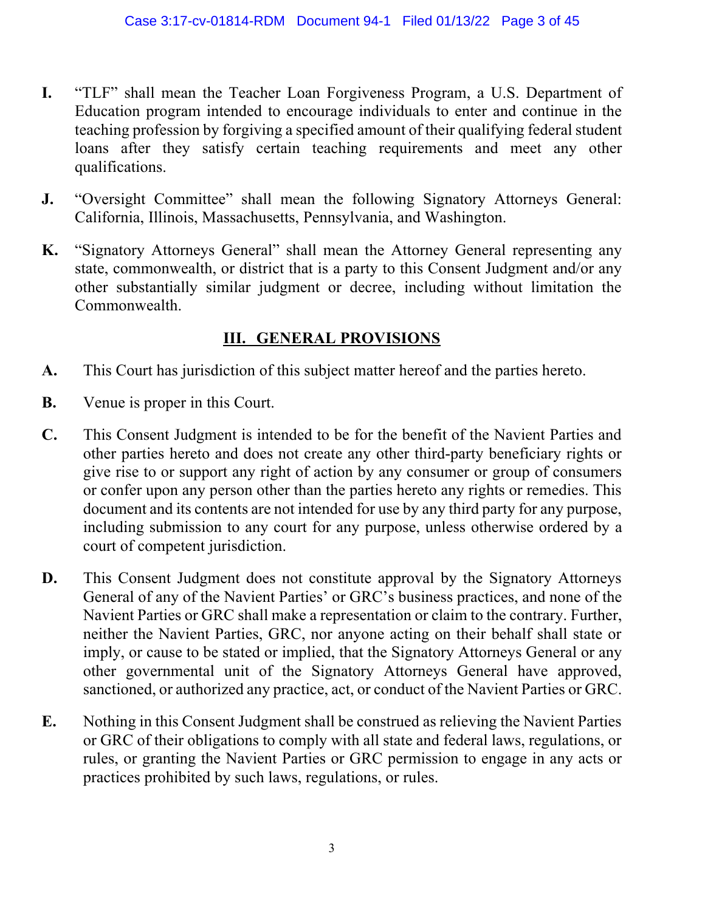**I.** "TLF" shall mean the Teacher Loan Forgiveness Program, a U.S. Department of Education program intended to encourage individuals to enter and continue in the teaching profession by forgiving a specified amount of their qualifying federal student loans after they satisfy certain teaching requirements and meet any other qualifications.

**J.** "Oversight Committee" shall mean the following Signatory Attorneys General: California, Illinois, Massachusetts, Pennsylvania, and Washington.

**K.** "Signatory Attorneys General" shall mean the Attorney General representing any state, commonwealth, or district that is a party to this Consent Judgment and/or any other substantially similar judgment or decree, including without limitation the Commonwealth.

## III. GENERAL PROVISIONS

**A.** This Court has jurisdiction of this subject matter hereof and the parties hereto.

**B.** Venue is proper in this Court.

**C.** This Consent Judgment is intended to be for the benefit of the Navient Parties and other parties hereto and does not create any other third-party beneficiary rights or give rise to or support any right of action by any consumer or group of consumers or confer upon any person other than the parties hereto any rights or remedies. This document and its contents are not intended for use by any third party for any purpose, including submission to any court for any purpose, unless otherwise ordered by a court of competent jurisdiction.

**D.** This Consent Judgment does not constitute approval by the Signatory Attorneys General of any of the Navient Parties' or GRC's business practices, and none of the Navient Parties or GRC shall make a representation or claim to the contrary. Further, neither the Navient Parties, GRC, nor anyone acting on their behalf shall state or imply, or cause to be stated or implied, that the Signatory Attorneys General or any other governmental unit of the Signatory Attorneys General have approved, sanctioned, or authorized any practice, act, or conduct of the Navient Parties or GRC.

**E.** Nothing in this Consent Judgment shall be construed as relieving the Navient Parties or GRC of their obligations to comply with all state and federal laws, regulations, or rules, or granting the Navient Parties or GRC permission to engage in any acts or practices prohibited by such laws, regulations, or rules.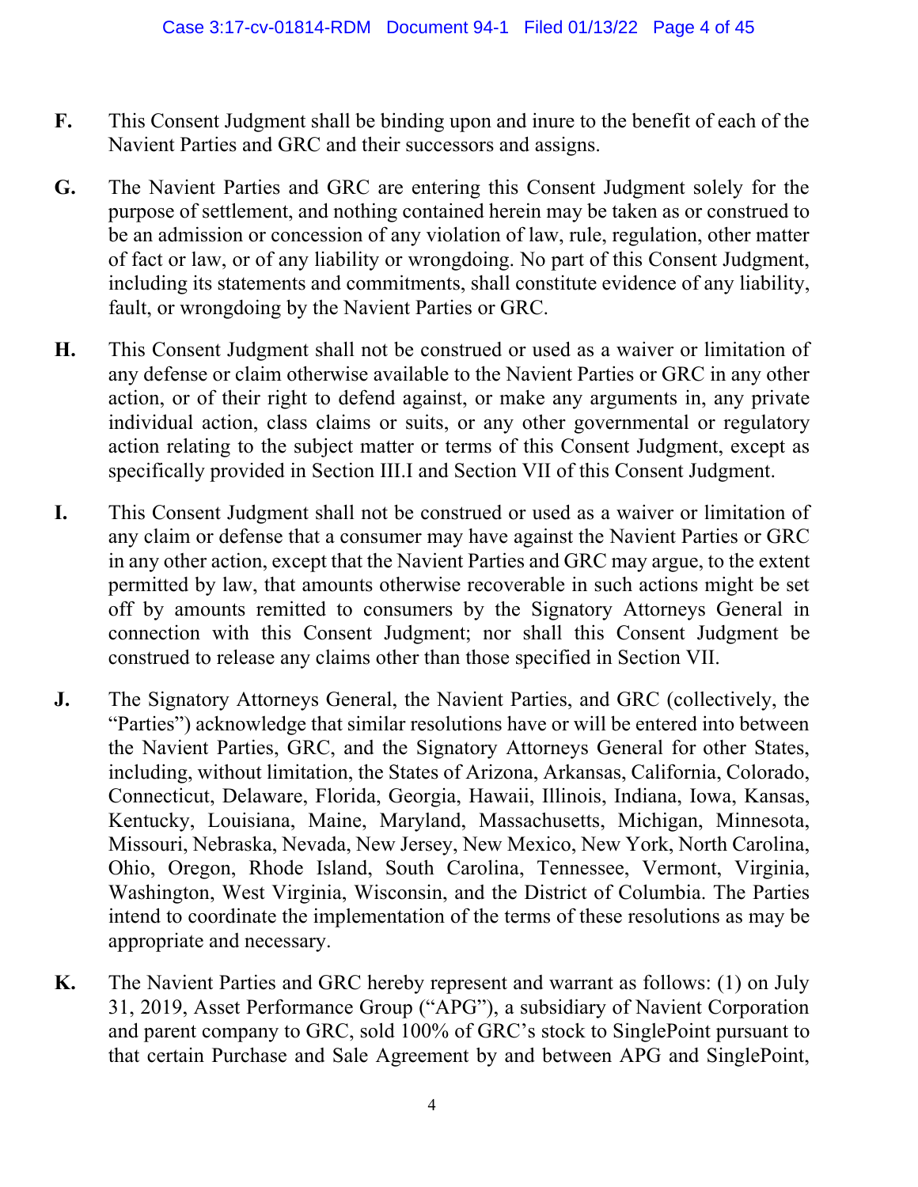**F.** This Consent Judgment shall be binding upon and inure to the benefit of each of the Navient Parties and GRC and their successors and assigns.

**G.** The Navient Parties and GRC are entering this Consent Judgment solely for the purpose of settlement, and nothing contained herein may be taken as or construed to be an admission or concession of any violation of law, rule, regulation, other matter of fact or law, or of any liability or wrongdoing. No part of this Consent Judgment, including its statements and commitments, shall constitute evidence of any liability, fault, or wrongdoing by the Navient Parties or GRC.

**H.** This Consent Judgment shall not be construed or used as a waiver or limitation of any defense or claim otherwise available to the Navient Parties or GRC in any other action, or of their right to defend against, or make any arguments in, any private individual action, class claims or suits, or any other governmental or regulatory action relating to the subject matter or terms of this Consent Judgment, except as specifically provided in Section III.I and Section VII of this Consent Judgment.

**I.** This Consent Judgment shall not be construed or used as a waiver or limitation of any claim or defense that a consumer may have against the Navient Parties or GRC in any other action, except that the Navient Parties and GRC may argue, to the extent permitted by law, that amounts otherwise recoverable in such actions might be set off by amounts remitted to consumers by the Signatory Attorneys General in connection with this Consent Judgment; nor shall this Consent Judgment be construed to release any claims other than those specified in Section VII.

**J.** The Signatory Attorneys General, the Navient Parties, and GRC (collectively, the "Parties") acknowledge that similar resolutions have or will be entered into between the Navient Parties, GRC, and the Signatory Attorneys General for other States, including, without limitation, the States of Arizona, Arkansas, California, Colorado, Connecticut, Delaware, Florida, Georgia, Hawaii, Illinois, Indiana, Iowa, Kansas, Kentucky, Louisiana, Maine, Maryland, Massachusetts, Michigan, Minnesota, Missouri, Nebraska, Nevada, New Jersey, New Mexico, New York, North Carolina, Ohio, Oregon, Rhode Island, South Carolina, Tennessee, Vermont, Virginia, Washington, West Virginia, Wisconsin, and the District of Columbia. The Parties intend to coordinate the implementation of the terms of these resolutions as may be appropriate and necessary.

**K.** The Navient Parties and GRC hereby represent and warrant as follows: (1) on July 31, 2019, Asset Performance Group ("APG"), a subsidiary of Navient Corporation and parent company to GRC, sold 100% of GRC's stock to SinglePoint pursuant to that certain Purchase and Sale Agreement by and between APG and SinglePoint,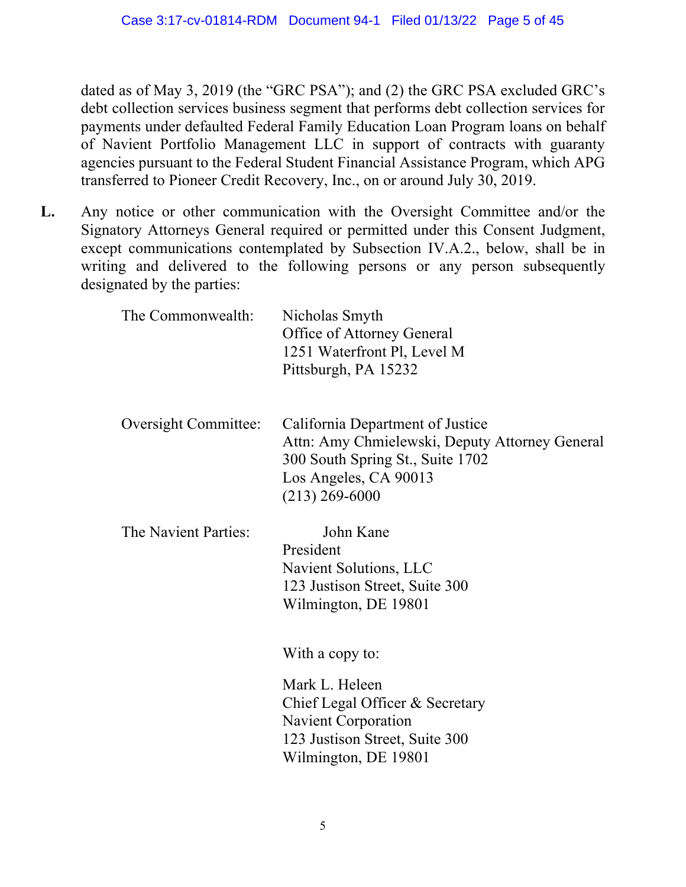dated as of May 3, 2019 (the "GRC PSA"); and (2) the GRC PSA excluded GRC's debt collection services business segment that performs debt collection services for payments under defaulted Federal Family Education Loan Program loans on behalf of Navient Portfolio Management LLC in support of contracts with guaranty agencies pursuant to the Federal Student Financial Assistance Program, which APG transferred to Pioneer Credit Recovery, Inc., on or around July 30, 2019.

**L.** Any notice or other communication with the Oversight Committee and/or the Signatory Attorneys General required or permitted under this Consent Judgment, except communications contemplated by Subsection IV.A.2., below, shall be in writing and delivered to the following persons or any person subsequently designated by the parties:

The Commonwealth:
Nicholas Smyth
Office of Attorney General
1251 Waterfront Pl, Level M
Pittsburgh, PA 15232

Oversight Committee:
California Department of Justice
Attn: Amy Chmielewski, Deputy Attorney General
300 South Spring St., Suite 1702
Los Angeles, CA 90013
(213) 269-6000

The Navient Parties:
John Kane
President
Navient Solutions, LLC
123 Justison Street, Suite 300
Wilmington, DE 19801

With a copy to:

Mark L. Heleen
Chief Legal Officer & Secretary
Navient Corporation
123 Justison Street, Suite 300
Wilmington, DE 19801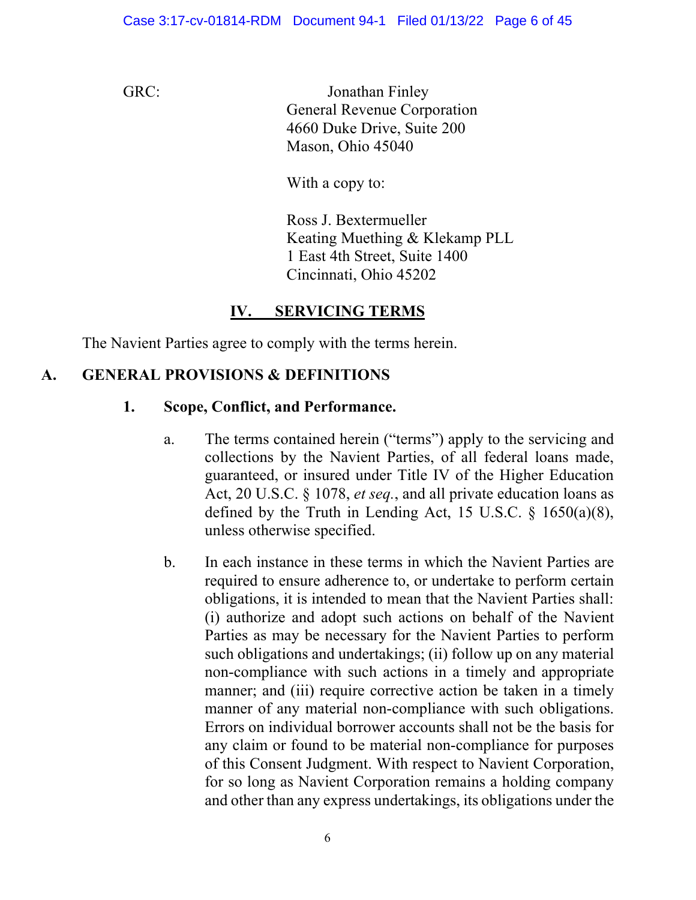GRC: Jonathan Finley
General Revenue Corporation
4660 Duke Drive, Suite 200
Mason, Ohio 45040

With a copy to:

Ross J. Bextermueller
Keating Muething & Klekamp PLL
1 East 4th Street, Suite 1400
Cincinnati, Ohio 45202

## IV. SERVICING TERMS

The Navient Parties agree to comply with the terms herein.

### A. GENERAL PROVISIONS & DEFINITIONS

#### 1. Scope, Conflict, and Performance.

a. The terms contained herein ("terms") apply to the servicing and collections by the Navient Parties, of all federal loans made, guaranteed, or insured under Title IV of the Higher Education Act, 20 U.S.C. § 1078, *et seq.*, and all private education loans as defined by the Truth in Lending Act, 15 U.S.C. § 1650(a)(8), unless otherwise specified.

b. In each instance in these terms in which the Navient Parties are required to ensure adherence to, or undertake to perform certain obligations, it is intended to mean that the Navient Parties shall: (i) authorize and adopt such actions on behalf of the Navient Parties as may be necessary for the Navient Parties to perform such obligations and undertakings; (ii) follow up on any material non-compliance with such actions in a timely and appropriate manner; and (iii) require corrective action be taken in a timely manner of any material non-compliance with such obligations. Errors on individual borrower accounts shall not be the basis for any claim or found to be material non-compliance for purposes of this Consent Judgment. With respect to Navient Corporation, for so long as Navient Corporation remains a holding company and other than any express undertakings, its obligations under the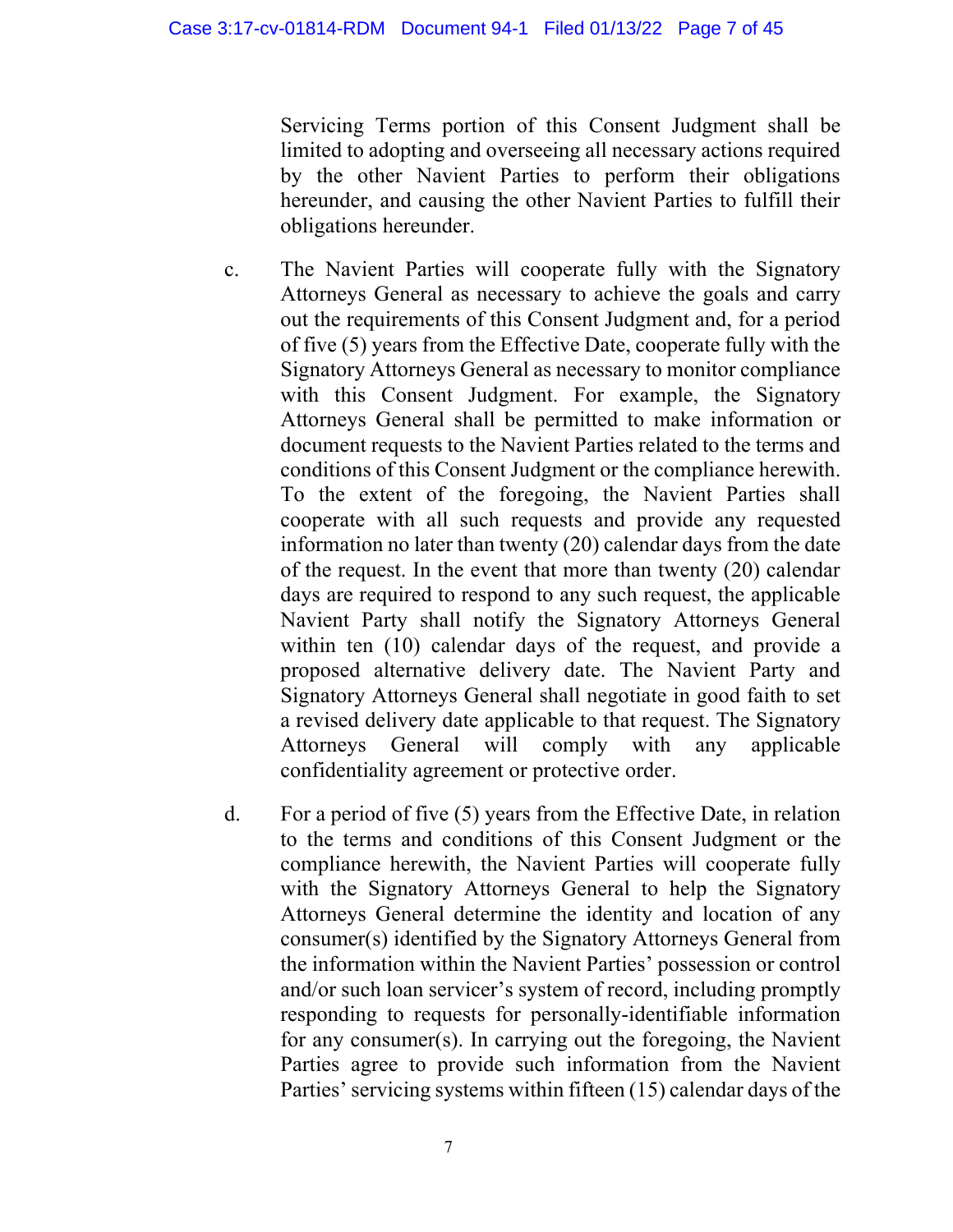Servicing Terms portion of this Consent Judgment shall be limited to adopting and overseeing all necessary actions required by the other Navient Parties to perform their obligations hereunder, and causing the other Navient Parties to fulfill their obligations hereunder.

c. The Navient Parties will cooperate fully with the Signatory Attorneys General as necessary to achieve the goals and carry out the requirements of this Consent Judgment and, for a period of five (5) years from the Effective Date, cooperate fully with the Signatory Attorneys General as necessary to monitor compliance with this Consent Judgment. For example, the Signatory Attorneys General shall be permitted to make information or document requests to the Navient Parties related to the terms and conditions of this Consent Judgment or the compliance herewith. To the extent of the foregoing, the Navient Parties shall cooperate with all such requests and provide any requested information no later than twenty (20) calendar days from the date of the request. In the event that more than twenty (20) calendar days are required to respond to any such request, the applicable Navient Party shall notify the Signatory Attorneys General within ten (10) calendar days of the request, and provide a proposed alternative delivery date. The Navient Party and Signatory Attorneys General shall negotiate in good faith to set a revised delivery date applicable to that request. The Signatory Attorneys General will comply with any applicable confidentiality agreement or protective order.

d. For a period of five (5) years from the Effective Date, in relation to the terms and conditions of this Consent Judgment or the compliance herewith, the Navient Parties will cooperate fully with the Signatory Attorneys General to help the Signatory Attorneys General determine the identity and location of any consumer(s) identified by the Signatory Attorneys General from the information within the Navient Parties' possession or control and/or such loan servicer's system of record, including promptly responding to requests for personally-identifiable information for any consumer(s). In carrying out the foregoing, the Navient Parties agree to provide such information from the Navient Parties' servicing systems within fifteen (15) calendar days of the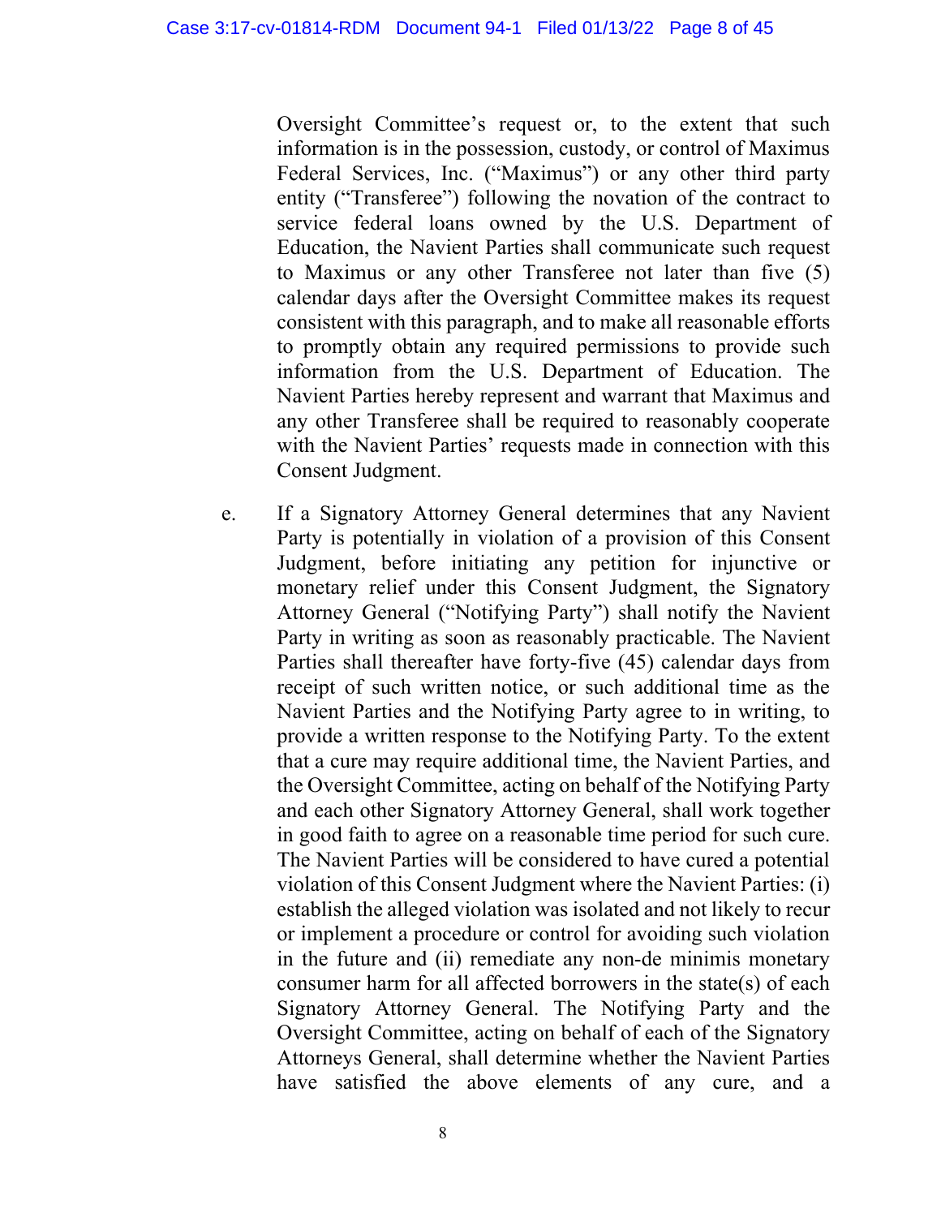Oversight Committee's request or, to the extent that such information is in the possession, custody, or control of Maximus Federal Services, Inc. ("Maximus") or any other third party entity ("Transferee") following the novation of the contract to service federal loans owned by the U.S. Department of Education, the Navient Parties shall communicate such request to Maximus or any other Transferee not later than five (5) calendar days after the Oversight Committee makes its request consistent with this paragraph, and to make all reasonable efforts to promptly obtain any required permissions to provide such information from the U.S. Department of Education. The Navient Parties hereby represent and warrant that Maximus and any other Transferee shall be required to reasonably cooperate with the Navient Parties' requests made in connection with this Consent Judgment.

e. If a Signatory Attorney General determines that any Navient Party is potentially in violation of a provision of this Consent Judgment, before initiating any petition for injunctive or monetary relief under this Consent Judgment, the Signatory Attorney General ("Notifying Party") shall notify the Navient Party in writing as soon as reasonably practicable. The Navient Parties shall thereafter have forty-five (45) calendar days from receipt of such written notice, or such additional time as the Navient Parties and the Notifying Party agree to in writing, to provide a written response to the Notifying Party. To the extent that a cure may require additional time, the Navient Parties, and the Oversight Committee, acting on behalf of the Notifying Party and each other Signatory Attorney General, shall work together in good faith to agree on a reasonable time period for such cure. The Navient Parties will be considered to have cured a potential violation of this Consent Judgment where the Navient Parties: (i) establish the alleged violation was isolated and not likely to recur or implement a procedure or control for avoiding such violation in the future and (ii) remediate any non-de minimis monetary consumer harm for all affected borrowers in the state(s) of each Signatory Attorney General. The Notifying Party and the Oversight Committee, acting on behalf of each of the Signatory Attorneys General, shall determine whether the Navient Parties have satisfied the above elements of any cure, and a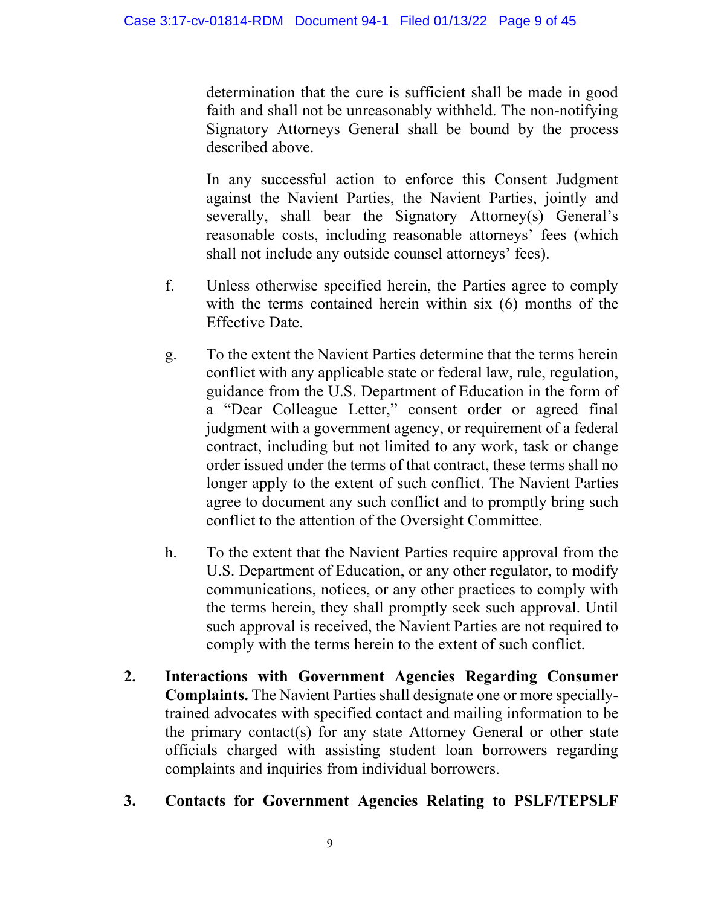determination that the cure is sufficient shall be made in good faith and shall not be unreasonably withheld. The non-notifying Signatory Attorneys General shall be bound by the process described above.

In any successful action to enforce this Consent Judgment against the Navient Parties, the Navient Parties, jointly and severally, shall bear the Signatory Attorney(s) General's reasonable costs, including reasonable attorneys' fees (which shall not include any outside counsel attorneys' fees).

f. Unless otherwise specified herein, the Parties agree to comply with the terms contained herein within six (6) months of the Effective Date.

g. To the extent the Navient Parties determine that the terms herein conflict with any applicable state or federal law, rule, regulation, guidance from the U.S. Department of Education in the form of a "Dear Colleague Letter," consent order or agreed final judgment with a government agency, or requirement of a federal contract, including but not limited to any work, task or change order issued under the terms of that contract, these terms shall no longer apply to the extent of such conflict. The Navient Parties agree to document any such conflict and to promptly bring such conflict to the attention of the Oversight Committee.

h. To the extent that the Navient Parties require approval from the U.S. Department of Education, or any other regulator, to modify communications, notices, or any other practices to comply with the terms herein, they shall promptly seek such approval. Until such approval is received, the Navient Parties are not required to comply with the terms herein to the extent of such conflict.

2. **Interactions with Government Agencies Regarding Consumer Complaints.** The Navient Parties shall designate one or more specially-trained advocates with specified contact and mailing information to be the primary contact(s) for any state Attorney General or other state officials charged with assisting student loan borrowers regarding complaints and inquiries from individual borrowers.

3. **Contacts for Government Agencies Relating to PSLF/TEPSLF**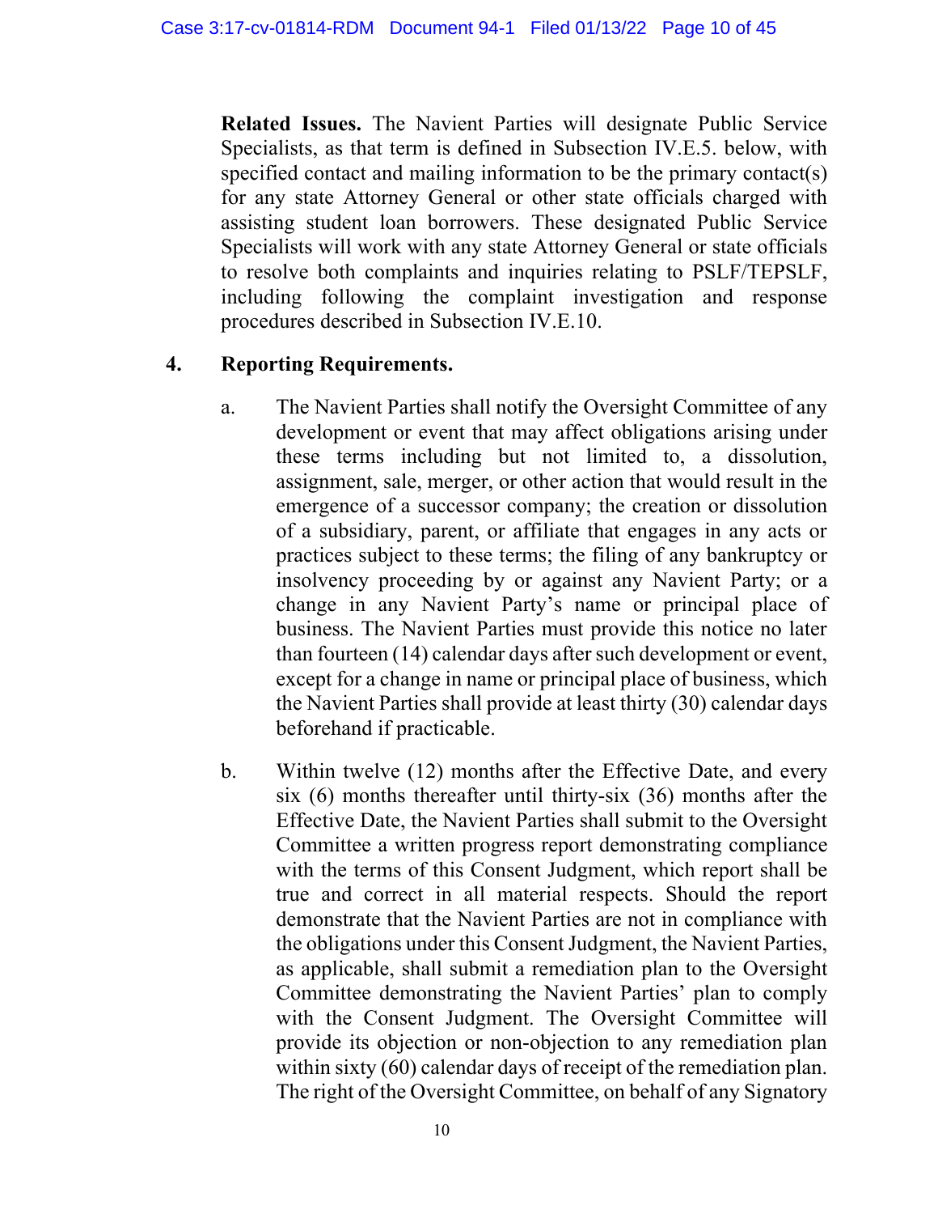**Related Issues.** The Navient Parties will designate Public Service Specialists, as that term is defined in Subsection IV.E.5. below, with specified contact and mailing information to be the primary contact(s) for any state Attorney General or other state officials charged with assisting student loan borrowers. These designated Public Service Specialists will work with any state Attorney General or state officials to resolve both complaints and inquiries relating to PSLF/TEPSLF, including following the complaint investigation and response procedures described in Subsection IV.E.10.

4. **Reporting Requirements.**

   a. The Navient Parties shall notify the Oversight Committee of any development or event that may affect obligations arising under these terms including but not limited to, a dissolution, assignment, sale, merger, or other action that would result in the emergence of a successor company; the creation or dissolution of a subsidiary, parent, or affiliate that engages in any acts or practices subject to these terms; the filing of any bankruptcy or insolvency proceeding by or against any Navient Party; or a change in any Navient Party's name or principal place of business. The Navient Parties must provide this notice no later than fourteen (14) calendar days after such development or event, except for a change in name or principal place of business, which the Navient Parties shall provide at least thirty (30) calendar days beforehand if practicable.

   b. Within twelve (12) months after the Effective Date, and every six (6) months thereafter until thirty-six (36) months after the Effective Date, the Navient Parties shall submit to the Oversight Committee a written progress report demonstrating compliance with the terms of this Consent Judgment, which report shall be true and correct in all material respects. Should the report demonstrate that the Navient Parties are not in compliance with the obligations under this Consent Judgment, the Navient Parties, as applicable, shall submit a remediation plan to the Oversight Committee demonstrating the Navient Parties' plan to comply with the Consent Judgment. The Oversight Committee will provide its objection or non-objection to any remediation plan within sixty (60) calendar days of receipt of the remediation plan. The right of the Oversight Committee, on behalf of any Signatory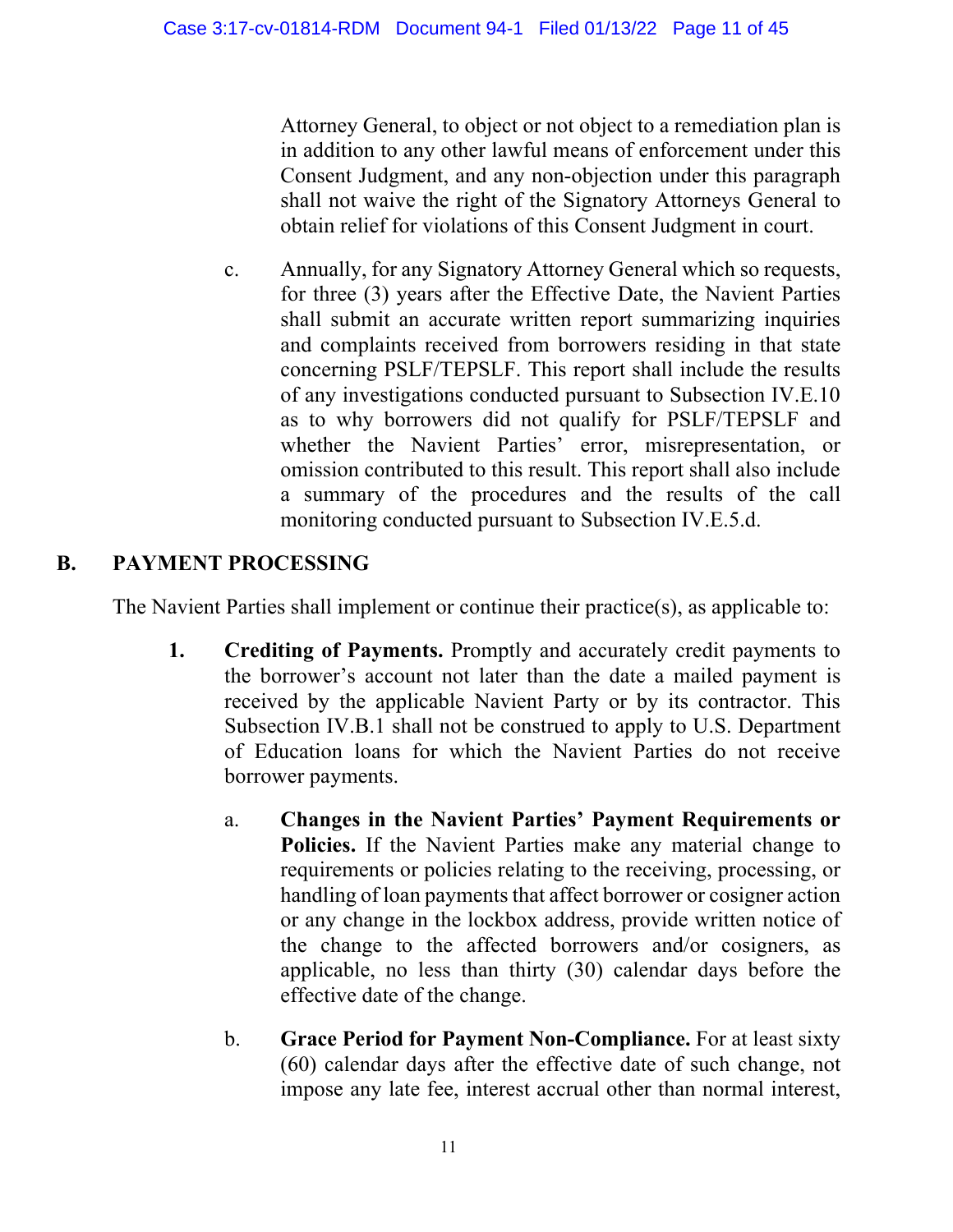Attorney General, to object or not object to a remediation plan is in addition to any other lawful means of enforcement under this Consent Judgment, and any non-objection under this paragraph shall not waive the right of the Signatory Attorneys General to obtain relief for violations of this Consent Judgment in court.

c. Annually, for any Signatory Attorney General which so requests, for three (3) years after the Effective Date, the Navient Parties shall submit an accurate written report summarizing inquiries and complaints received from borrowers residing in that state concerning PSLF/TEPSLF. This report shall include the results of any investigations conducted pursuant to Subsection IV.E.10 as to why borrowers did not qualify for PSLF/TEPSLF and whether the Navient Parties' error, misrepresentation, or omission contributed to this result. This report shall also include a summary of the procedures and the results of the call monitoring conducted pursuant to Subsection IV.E.5.d.

## B. PAYMENT PROCESSING

The Navient Parties shall implement or continue their practice(s), as applicable to:

**1. Crediting of Payments.** Promptly and accurately credit payments to the borrower's account not later than the date a mailed payment is received by the applicable Navient Party or by its contractor. This Subsection IV.B.1 shall not be construed to apply to U.S. Department of Education loans for which the Navient Parties do not receive borrower payments.

a. **Changes in the Navient Parties' Payment Requirements or Policies.** If the Navient Parties make any material change to requirements or policies relating to the receiving, processing, or handling of loan payments that affect borrower or cosigner action or any change in the lockbox address, provide written notice of the change to the affected borrowers and/or cosigners, as applicable, no less than thirty (30) calendar days before the effective date of the change.

b. **Grace Period for Payment Non-Compliance.** For at least sixty (60) calendar days after the effective date of such change, not impose any late fee, interest accrual other than normal interest,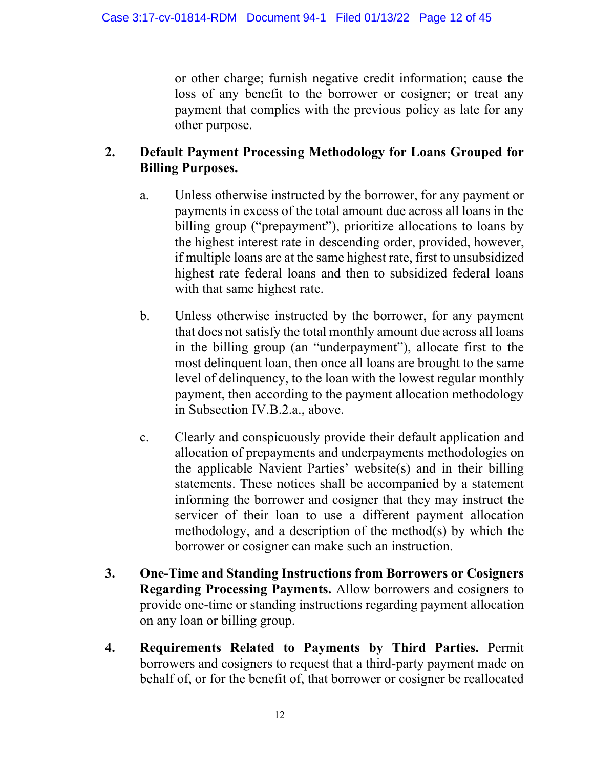or other charge; furnish negative credit information; cause the loss of any benefit to the borrower or cosigner; or treat any payment that complies with the previous policy as late for any other purpose.

2. **Default Payment Processing Methodology for Loans Grouped for Billing Purposes.**

   a. Unless otherwise instructed by the borrower, for any payment or payments in excess of the total amount due across all loans in the billing group ("prepayment"), prioritize allocations to loans by the highest interest rate in descending order, provided, however, if multiple loans are at the same highest rate, first to unsubsidized highest rate federal loans and then to subsidized federal loans with that same highest rate.

   b. Unless otherwise instructed by the borrower, for any payment that does not satisfy the total monthly amount due across all loans in the billing group (an "underpayment"), allocate first to the most delinquent loan, then once all loans are brought to the same level of delinquency, to the loan with the lowest regular monthly payment, then according to the payment allocation methodology in Subsection IV.B.2.a., above.

   c. Clearly and conspicuously provide their default application and allocation of prepayments and underpayments methodologies on the applicable Navient Parties' website(s) and in their billing statements. These notices shall be accompanied by a statement informing the borrower and cosigner that they may instruct the servicer of their loan to use a different payment allocation methodology, and a description of the method(s) by which the borrower or cosigner can make such an instruction.

3. **One-Time and Standing Instructions from Borrowers or Cosigners Regarding Processing Payments.** Allow borrowers and cosigners to provide one-time or standing instructions regarding payment allocation on any loan or billing group.

4. **Requirements Related to Payments by Third Parties.** Permit borrowers and cosigners to request that a third-party payment made on behalf of, or for the benefit of, that borrower or cosigner be reallocated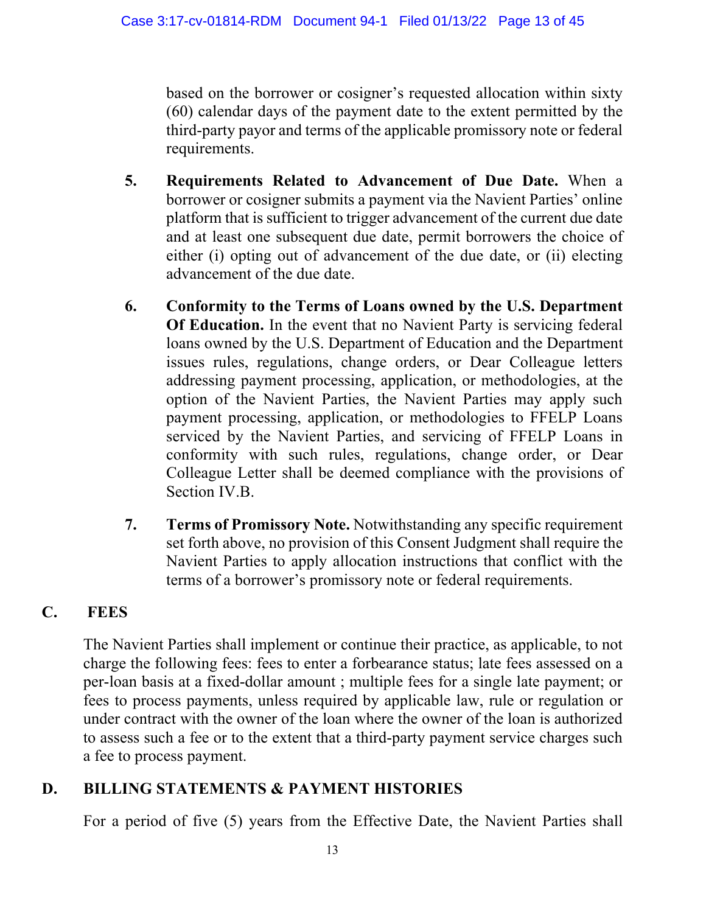based on the borrower or cosigner's requested allocation within sixty (60) calendar days of the payment date to the extent permitted by the third-party payor and terms of the applicable promissory note or federal requirements.

5. **Requirements Related to Advancement of Due Date.** When a borrower or cosigner submits a payment via the Navient Parties' online platform that is sufficient to trigger advancement of the current due date and at least one subsequent due date, permit borrowers the choice of either (i) opting out of advancement of the due date, or (ii) electing advancement of the due date.

6. **Conformity to the Terms of Loans owned by the U.S. Department Of Education.** In the event that no Navient Party is servicing federal loans owned by the U.S. Department of Education and the Department issues rules, regulations, change orders, or Dear Colleague letters addressing payment processing, application, or methodologies, at the option of the Navient Parties, the Navient Parties may apply such payment processing, application, or methodologies to FFELP Loans serviced by the Navient Parties, and servicing of FFELP Loans in conformity with such rules, regulations, change order, or Dear Colleague Letter shall be deemed compliance with the provisions of Section IV.B.

7. **Terms of Promissory Note.** Notwithstanding any specific requirement set forth above, no provision of this Consent Judgment shall require the Navient Parties to apply allocation instructions that conflict with the terms of a borrower's promissory note or federal requirements.

## C. FEES

The Navient Parties shall implement or continue their practice, as applicable, to not charge the following fees: fees to enter a forbearance status; late fees assessed on a per-loan basis at a fixed-dollar amount ; multiple fees for a single late payment; or fees to process payments, unless required by applicable law, rule or regulation or under contract with the owner of the loan where the owner of the loan is authorized to assess such a fee or to the extent that a third-party payment service charges such a fee to process payment.

## D. BILLING STATEMENTS & PAYMENT HISTORIES

For a period of five (5) years from the Effective Date, the Navient Parties shall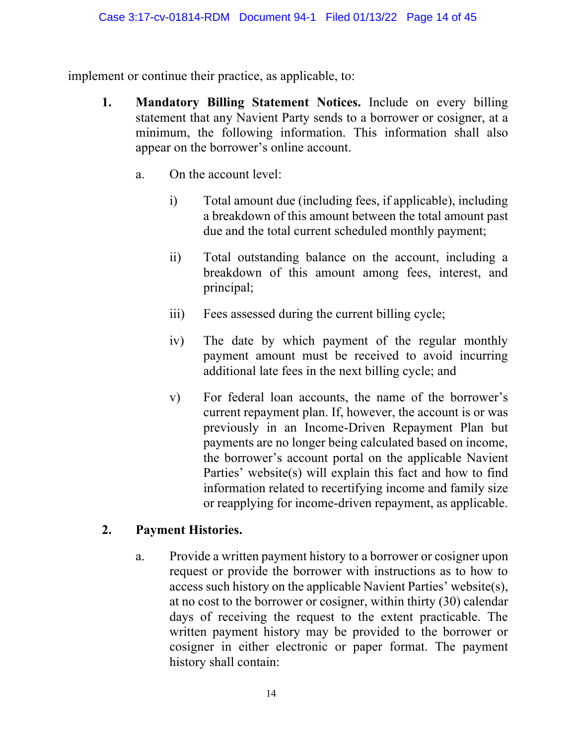implement or continue their practice, as applicable, to:

1. **Mandatory Billing Statement Notices.** Include on every billing statement that any Navient Party sends to a borrower or cosigner, at a minimum, the following information. This information shall also appear on the borrower's online account.

   a. On the account level:

      i) Total amount due (including fees, if applicable), including a breakdown of this amount between the total amount past due and the total current scheduled monthly payment;

      ii) Total outstanding balance on the account, including a breakdown of this amount among fees, interest, and principal;

      iii) Fees assessed during the current billing cycle;

      iv) The date by which payment of the regular monthly payment amount must be received to avoid incurring additional late fees in the next billing cycle; and

      v) For federal loan accounts, the name of the borrower's current repayment plan. If, however, the account is or was previously in an Income-Driven Repayment Plan but payments are no longer being calculated based on income, the borrower's account portal on the applicable Navient Parties' website(s) will explain this fact and how to find information related to recertifying income and family size or reapplying for income-driven repayment, as applicable.

2. **Payment Histories.**

   a. Provide a written payment history to a borrower or cosigner upon request or provide the borrower with instructions as to how to access such history on the applicable Navient Parties' website(s), at no cost to the borrower or cosigner, within thirty (30) calendar days of receiving the request to the extent practicable. The written payment history may be provided to the borrower or cosigner in either electronic or paper format. The payment history shall contain: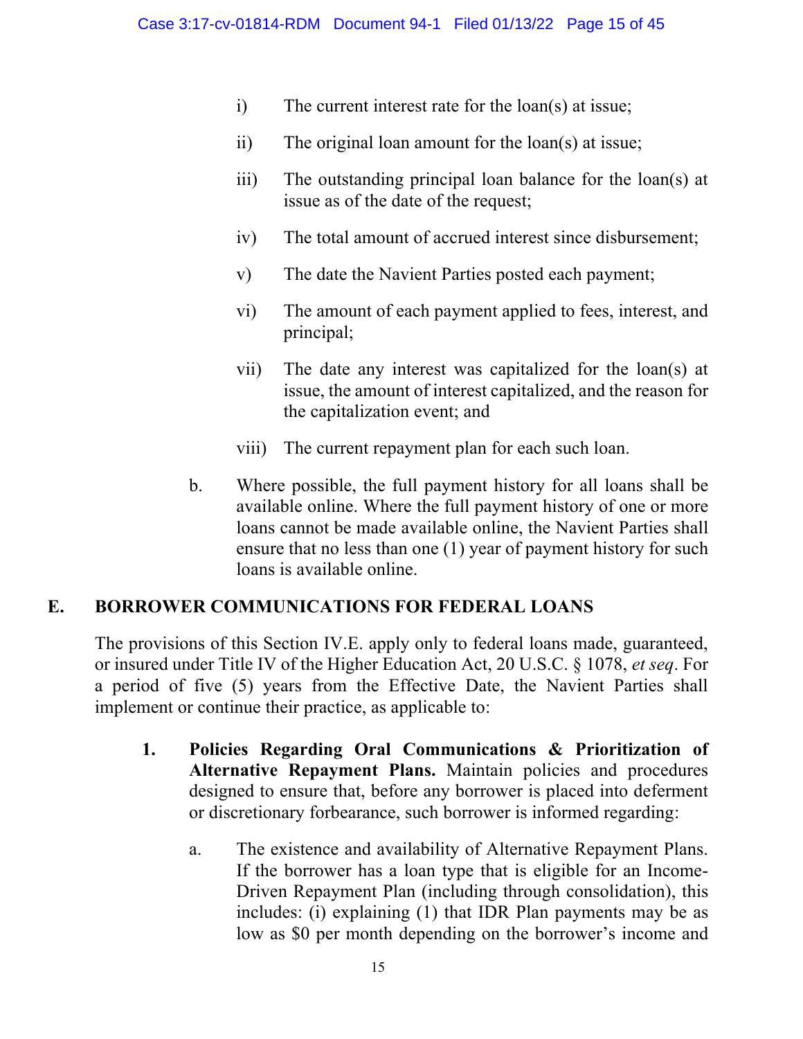i) The current interest rate for the loan(s) at issue;

ii) The original loan amount for the loan(s) at issue;

iii) The outstanding principal loan balance for the loan(s) at issue as of the date of the request;

iv) The total amount of accrued interest since disbursement;

v) The date the Navient Parties posted each payment;

vi) The amount of each payment applied to fees, interest, and principal;

vii) The date any interest was capitalized for the loan(s) at issue, the amount of interest capitalized, and the reason for the capitalization event; and

viii) The current repayment plan for each such loan.

b. Where possible, the full payment history for all loans shall be available online. Where the full payment history of one or more loans cannot be made available online, the Navient Parties shall ensure that no less than one (1) year of payment history for such loans is available online.

## E. BORROWER COMMUNICATIONS FOR FEDERAL LOANS

The provisions of this Section IV.E. apply only to federal loans made, guaranteed, or insured under Title IV of the Higher Education Act, 20 U.S.C. § 1078, *et seq*. For a period of five (5) years from the Effective Date, the Navient Parties shall implement or continue their practice, as applicable to:

1. **Policies Regarding Oral Communications & Prioritization of Alternative Repayment Plans.** Maintain policies and procedures designed to ensure that, before any borrower is placed into deferment or discretionary forbearance, such borrower is informed regarding:

   a. The existence and availability of Alternative Repayment Plans. If the borrower has a loan type that is eligible for an Income-Driven Repayment Plan (including through consolidation), this includes: (i) explaining (1) that IDR Plan payments may be as low as $0 per month depending on the borrower's income and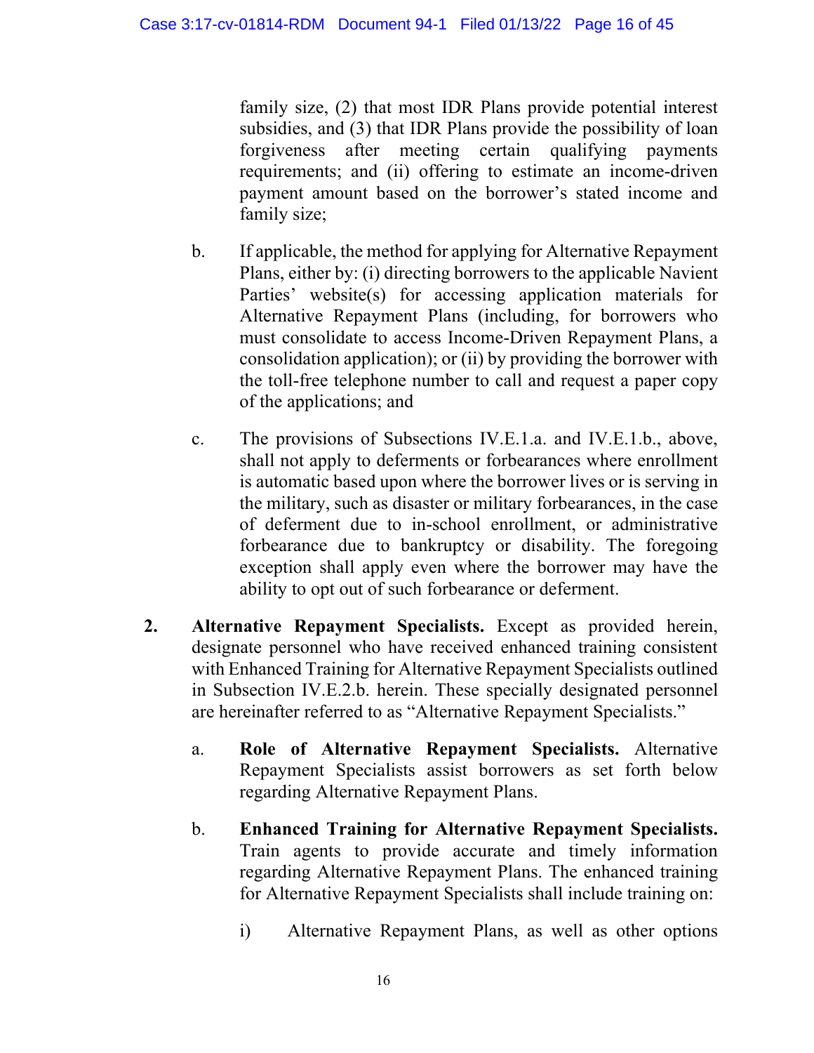family size, (2) that most IDR Plans provide potential interest subsidies, and (3) that IDR Plans provide the possibility of loan forgiveness after meeting certain qualifying payments requirements; and (ii) offering to estimate an income-driven payment amount based on the borrower's stated income and family size;

b. If applicable, the method for applying for Alternative Repayment Plans, either by: (i) directing borrowers to the applicable Navient Parties' website(s) for accessing application materials for Alternative Repayment Plans (including, for borrowers who must consolidate to access Income-Driven Repayment Plans, a consolidation application); or (ii) by providing the borrower with the toll-free telephone number to call and request a paper copy of the applications; and

c. The provisions of Subsections IV.E.1.a. and IV.E.1.b., above, shall not apply to deferments or forbearances where enrollment is automatic based upon where the borrower lives or is serving in the military, such as disaster or military forbearances, in the case of deferment due to in-school enrollment, or administrative forbearance due to bankruptcy or disability. The foregoing exception shall apply even where the borrower may have the ability to opt out of such forbearance or deferment.

**2. Alternative Repayment Specialists.** Except as provided herein, designate personnel who have received enhanced training consistent with Enhanced Training for Alternative Repayment Specialists outlined in Subsection IV.E.2.b. herein. These specially designated personnel are hereinafter referred to as "Alternative Repayment Specialists."

a. **Role of Alternative Repayment Specialists.** Alternative Repayment Specialists assist borrowers as set forth below regarding Alternative Repayment Plans.

b. **Enhanced Training for Alternative Repayment Specialists.** Train agents to provide accurate and timely information regarding Alternative Repayment Plans. The enhanced training for Alternative Repayment Specialists shall include training on:

i) Alternative Repayment Plans, as well as other options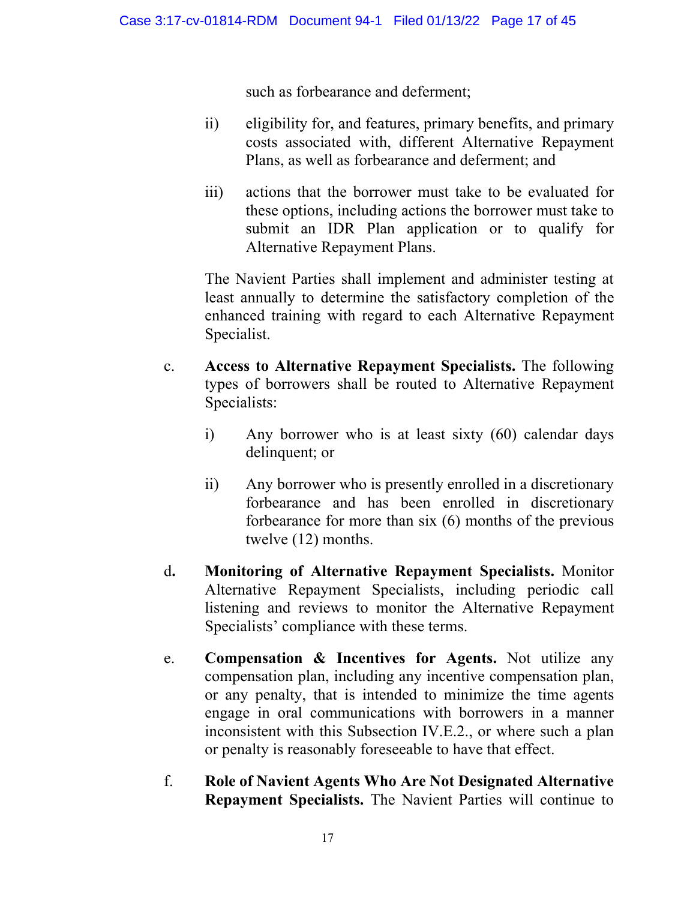such as forbearance and deferment;

ii) eligibility for, and features, primary benefits, and primary costs associated with, different Alternative Repayment Plans, as well as forbearance and deferment; and

iii) actions that the borrower must take to be evaluated for these options, including actions the borrower must take to submit an IDR Plan application or to qualify for Alternative Repayment Plans.

The Navient Parties shall implement and administer testing at least annually to determine the satisfactory completion of the enhanced training with regard to each Alternative Repayment Specialist.

c. **Access to Alternative Repayment Specialists.** The following types of borrowers shall be routed to Alternative Repayment Specialists:

i) Any borrower who is at least sixty (60) calendar days delinquent; or

ii) Any borrower who is presently enrolled in a discretionary forbearance and has been enrolled in discretionary forbearance for more than six (6) months of the previous twelve (12) months.

d. **Monitoring of Alternative Repayment Specialists.** Monitor Alternative Repayment Specialists, including periodic call listening and reviews to monitor the Alternative Repayment Specialists' compliance with these terms.

e. **Compensation & Incentives for Agents.** Not utilize any compensation plan, including any incentive compensation plan, or any penalty, that is intended to minimize the time agents engage in oral communications with borrowers in a manner inconsistent with this Subsection IV.E.2., or where such a plan or penalty is reasonably foreseeable to have that effect.

f. **Role of Navient Agents Who Are Not Designated Alternative Repayment Specialists.** The Navient Parties will continue to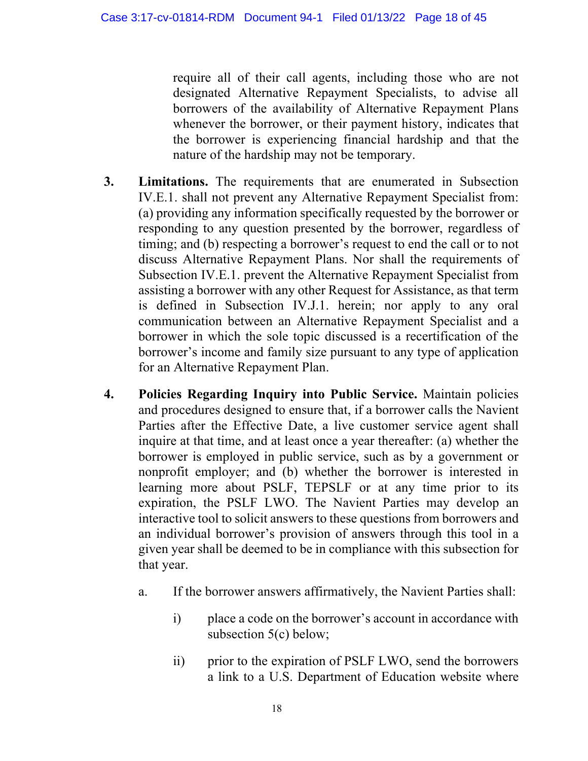require all of their call agents, including those who are not designated Alternative Repayment Specialists, to advise all borrowers of the availability of Alternative Repayment Plans whenever the borrower, or their payment history, indicates that the borrower is experiencing financial hardship and that the nature of the hardship may not be temporary.

3. **Limitations.** The requirements that are enumerated in Subsection IV.E.1. shall not prevent any Alternative Repayment Specialist from: (a) providing any information specifically requested by the borrower or responding to any question presented by the borrower, regardless of timing; and (b) respecting a borrower's request to end the call or to not discuss Alternative Repayment Plans. Nor shall the requirements of Subsection IV.E.1. prevent the Alternative Repayment Specialist from assisting a borrower with any other Request for Assistance, as that term is defined in Subsection IV.J.1. herein; nor apply to any oral communication between an Alternative Repayment Specialist and a borrower in which the sole topic discussed is a recertification of the borrower's income and family size pursuant to any type of application for an Alternative Repayment Plan.

4. **Policies Regarding Inquiry into Public Service.** Maintain policies and procedures designed to ensure that, if a borrower calls the Navient Parties after the Effective Date, a live customer service agent shall inquire at that time, and at least once a year thereafter: (a) whether the borrower is employed in public service, such as by a government or nonprofit employer; and (b) whether the borrower is interested in learning more about PSLF, TEPSLF or at any time prior to its expiration, the PSLF LWO. The Navient Parties may develop an interactive tool to solicit answers to these questions from borrowers and an individual borrower's provision of answers through this tool in a given year shall be deemed to be in compliance with this subsection for that year.

   a. If the borrower answers affirmatively, the Navient Parties shall:

      i) place a code on the borrower's account in accordance with subsection 5(c) below;

      ii) prior to the expiration of PSLF LWO, send the borrowers a link to a U.S. Department of Education website where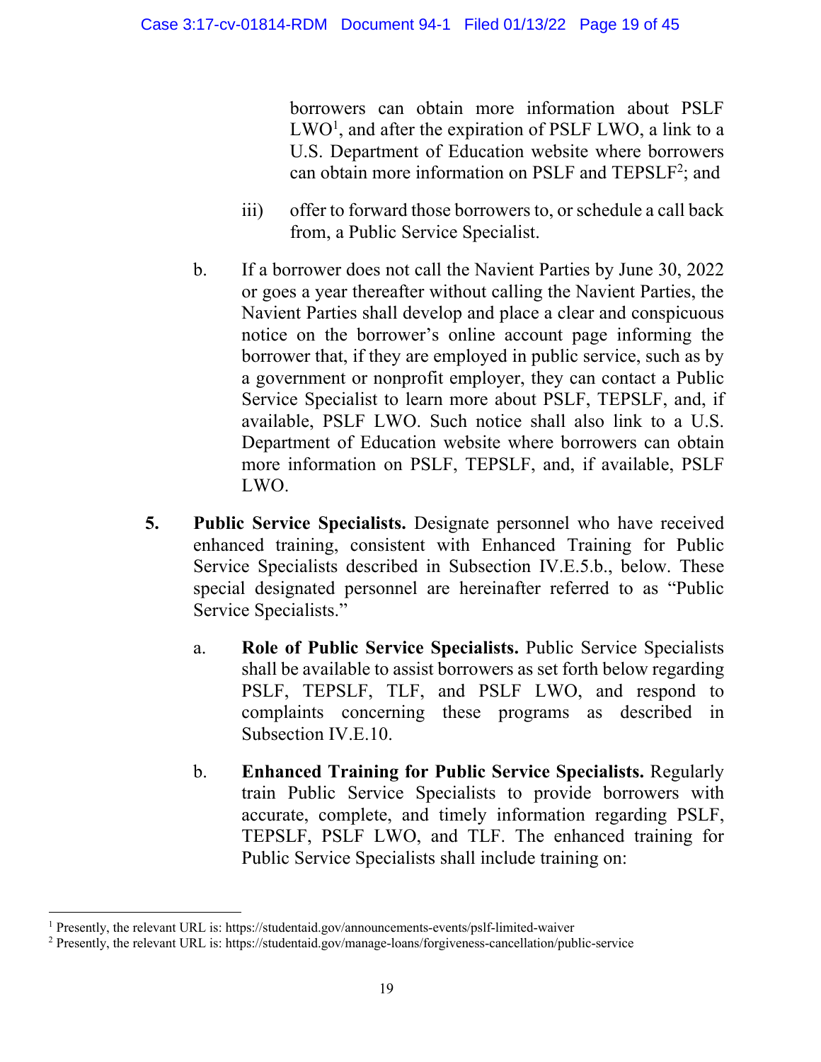borrowers can obtain more information about PSLF LWO[1], and after the expiration of PSLF LWO, a link to a U.S. Department of Education website where borrowers can obtain more information on PSLF and TEPSLF[2]; and

iii) offer to forward those borrowers to, or schedule a call back from, a Public Service Specialist.

b. If a borrower does not call the Navient Parties by June 30, 2022 or goes a year thereafter without calling the Navient Parties, the Navient Parties shall develop and place a clear and conspicuous notice on the borrower's online account page informing the borrower that, if they are employed in public service, such as by a government or nonprofit employer, they can contact a Public Service Specialist to learn more about PSLF, TEPSLF, and, if available, PSLF LWO. Such notice shall also link to a U.S. Department of Education website where borrowers can obtain more information on PSLF, TEPSLF, and, if available, PSLF LWO.

**5. Public Service Specialists.** Designate personnel who have received enhanced training, consistent with Enhanced Training for Public Service Specialists described in Subsection IV.E.5.b., below. These special designated personnel are hereinafter referred to as "Public Service Specialists."

a. **Role of Public Service Specialists.** Public Service Specialists shall be available to assist borrowers as set forth below regarding PSLF, TEPSLF, TLF, and PSLF LWO, and respond to complaints concerning these programs as described in Subsection IV.E.10.

b. **Enhanced Training for Public Service Specialists.** Regularly train Public Service Specialists to provide borrowers with accurate, complete, and timely information regarding PSLF, TEPSLF, PSLF LWO, and TLF. The enhanced training for Public Service Specialists shall include training on:

---

[1] Presently, the relevant URL is: https://studentaid.gov/announcements-events/pslf-limited-waiver

[2] Presently, the relevant URL is: https://studentaid.gov/manage-loans/forgiveness-cancellation/public-service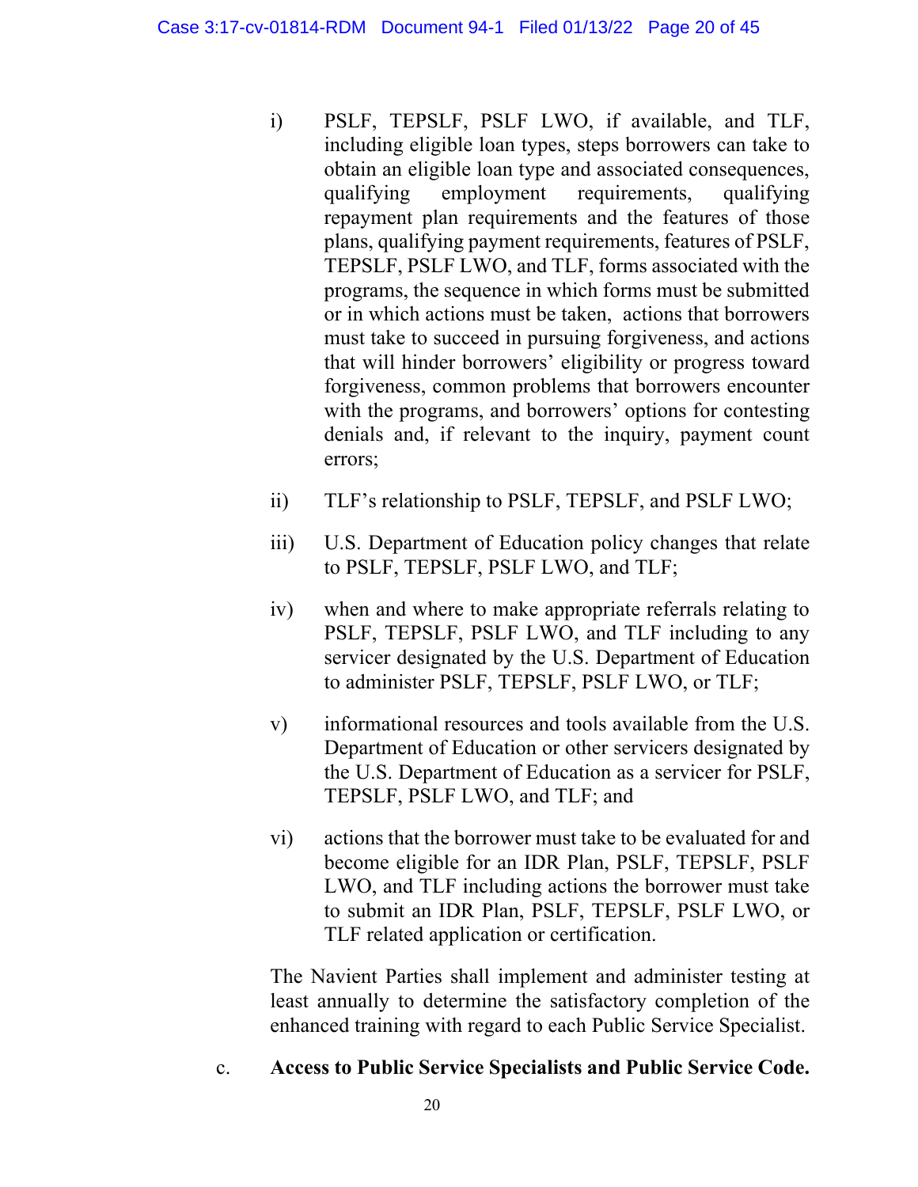i) PSLF, TEPSLF, PSLF LWO, if available, and TLF, including eligible loan types, steps borrowers can take to obtain an eligible loan type and associated consequences, qualifying employment requirements, qualifying repayment plan requirements and the features of those plans, qualifying payment requirements, features of PSLF, TEPSLF, PSLF LWO, and TLF, forms associated with the programs, the sequence in which forms must be submitted or in which actions must be taken, actions that borrowers must take to succeed in pursuing forgiveness, and actions that will hinder borrowers' eligibility or progress toward forgiveness, common problems that borrowers encounter with the programs, and borrowers' options for contesting denials and, if relevant to the inquiry, payment count errors;

ii) TLF's relationship to PSLF, TEPSLF, and PSLF LWO;

iii) U.S. Department of Education policy changes that relate to PSLF, TEPSLF, PSLF LWO, and TLF;

iv) when and where to make appropriate referrals relating to PSLF, TEPSLF, PSLF LWO, and TLF including to any servicer designated by the U.S. Department of Education to administer PSLF, TEPSLF, PSLF LWO, or TLF;

v) informational resources and tools available from the U.S. Department of Education or other servicers designated by the U.S. Department of Education as a servicer for PSLF, TEPSLF, PSLF LWO, and TLF; and

vi) actions that the borrower must take to be evaluated for and become eligible for an IDR Plan, PSLF, TEPSLF, PSLF LWO, and TLF including actions the borrower must take to submit an IDR Plan, PSLF, TEPSLF, PSLF LWO, or TLF related application or certification.

The Navient Parties shall implement and administer testing at least annually to determine the satisfactory completion of the enhanced training with regard to each Public Service Specialist.

c. **Access to Public Service Specialists and Public Service Code.**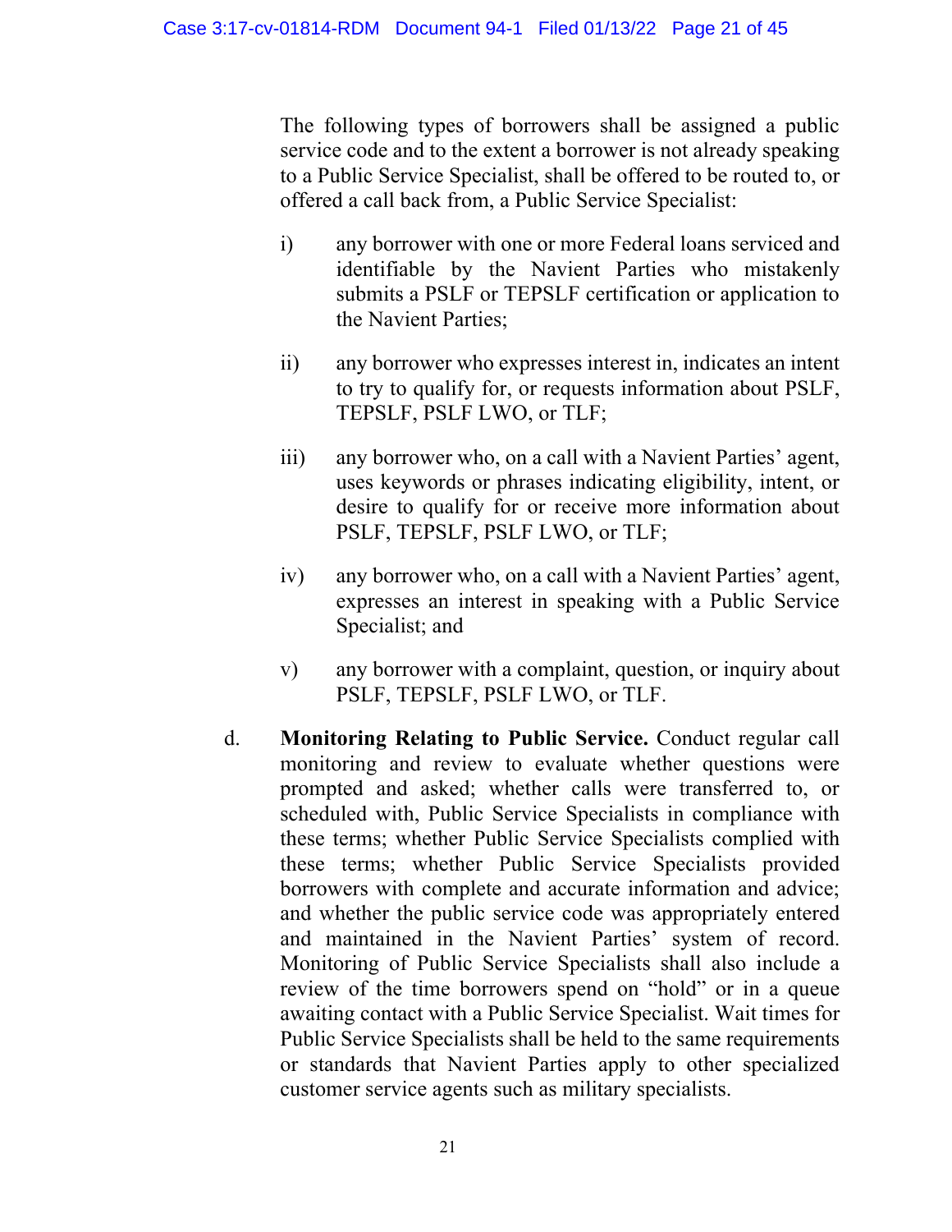The following types of borrowers shall be assigned a public service code and to the extent a borrower is not already speaking to a Public Service Specialist, shall be offered to be routed to, or offered a call back from, a Public Service Specialist:

i) any borrower with one or more Federal loans serviced and identifiable by the Navient Parties who mistakenly submits a PSLF or TEPSLF certification or application to the Navient Parties;

ii) any borrower who expresses interest in, indicates an intent to try to qualify for, or requests information about PSLF, TEPSLF, PSLF LWO, or TLF;

iii) any borrower who, on a call with a Navient Parties' agent, uses keywords or phrases indicating eligibility, intent, or desire to qualify for or receive more information about PSLF, TEPSLF, PSLF LWO, or TLF;

iv) any borrower who, on a call with a Navient Parties' agent, expresses an interest in speaking with a Public Service Specialist; and

v) any borrower with a complaint, question, or inquiry about PSLF, TEPSLF, PSLF LWO, or TLF.

d. **Monitoring Relating to Public Service.** Conduct regular call monitoring and review to evaluate whether questions were prompted and asked; whether calls were transferred to, or scheduled with, Public Service Specialists in compliance with these terms; whether Public Service Specialists complied with these terms; whether Public Service Specialists provided borrowers with complete and accurate information and advice; and whether the public service code was appropriately entered and maintained in the Navient Parties' system of record. Monitoring of Public Service Specialists shall also include a review of the time borrowers spend on "hold" or in a queue awaiting contact with a Public Service Specialist. Wait times for Public Service Specialists shall be held to the same requirements or standards that Navient Parties apply to other specialized customer service agents such as military specialists.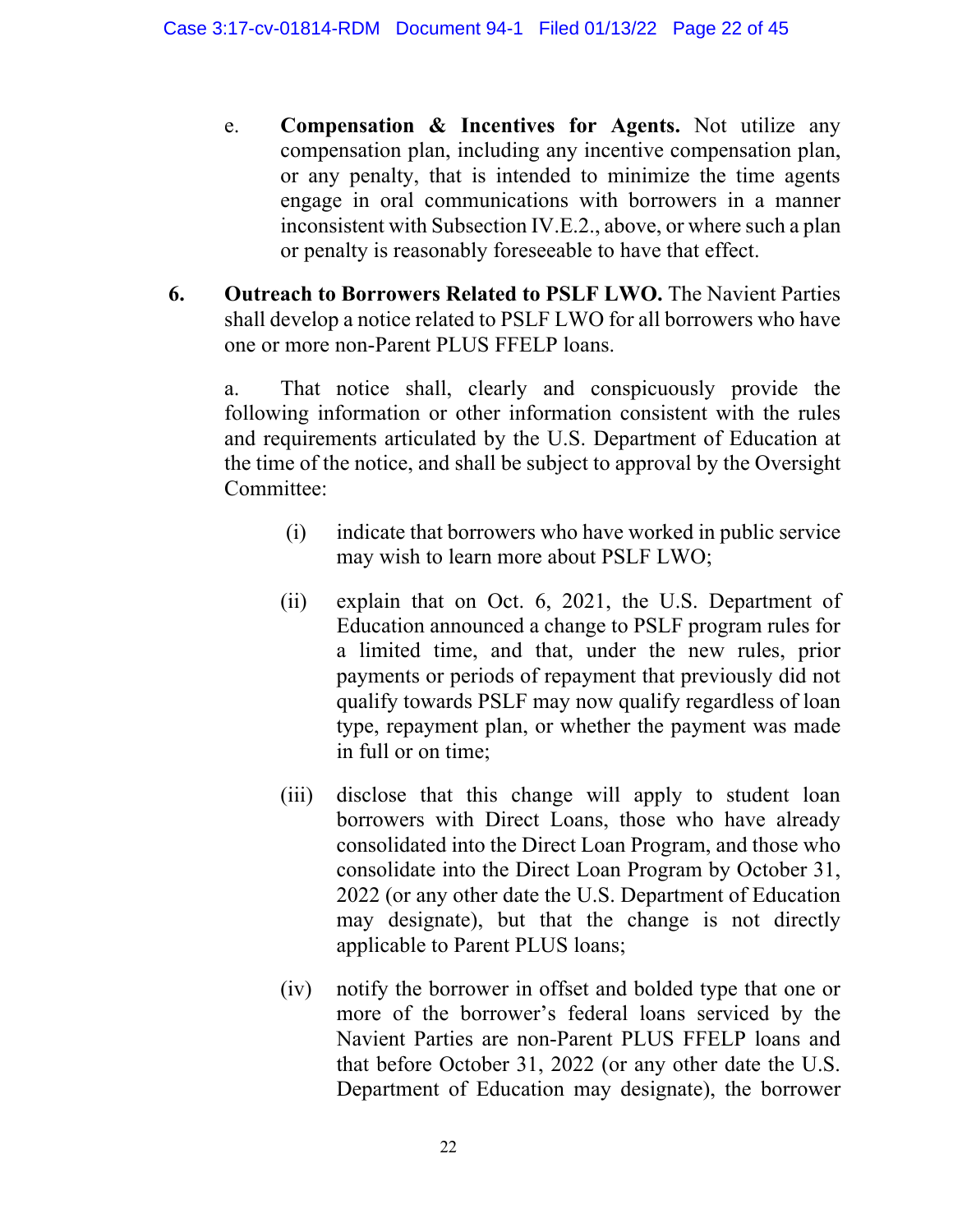e. **Compensation & Incentives for Agents.** Not utilize any compensation plan, including any incentive compensation plan, or any penalty, that is intended to minimize the time agents engage in oral communications with borrowers in a manner inconsistent with Subsection IV.E.2., above, or where such a plan or penalty is reasonably foreseeable to have that effect.

6. **Outreach to Borrowers Related to PSLF LWO.** The Navient Parties shall develop a notice related to PSLF LWO for all borrowers who have one or more non-Parent PLUS FFELP loans.

a. That notice shall, clearly and conspicuously provide the following information or other information consistent with the rules and requirements articulated by the U.S. Department of Education at the time of the notice, and shall be subject to approval by the Oversight Committee:

(i) indicate that borrowers who have worked in public service may wish to learn more about PSLF LWO;

(ii) explain that on Oct. 6, 2021, the U.S. Department of Education announced a change to PSLF program rules for a limited time, and that, under the new rules, prior payments or periods of repayment that previously did not qualify towards PSLF may now qualify regardless of loan type, repayment plan, or whether the payment was made in full or on time;

(iii) disclose that this change will apply to student loan borrowers with Direct Loans, those who have already consolidated into the Direct Loan Program, and those who consolidate into the Direct Loan Program by October 31, 2022 (or any other date the U.S. Department of Education may designate), but that the change is not directly applicable to Parent PLUS loans;

(iv) notify the borrower in offset and bolded type that one or more of the borrower's federal loans serviced by the Navient Parties are non-Parent PLUS FFELP loans and that before October 31, 2022 (or any other date the U.S. Department of Education may designate), the borrower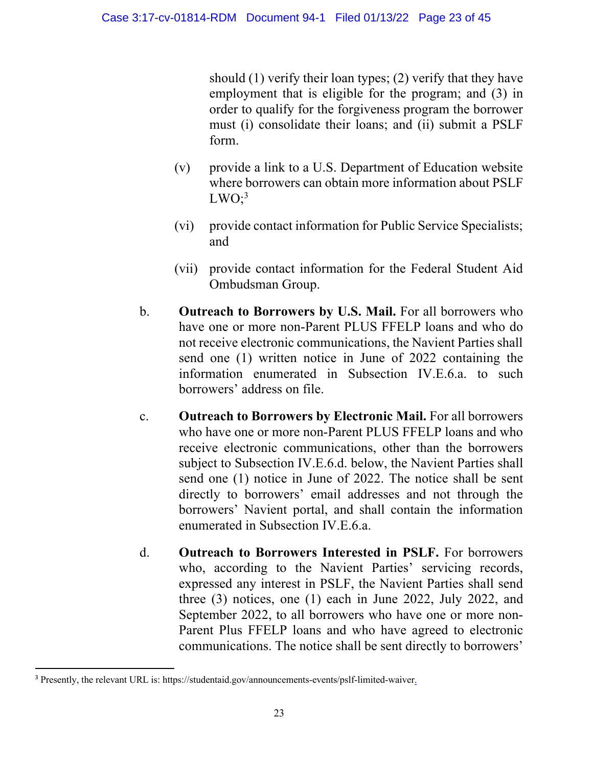should (1) verify their loan types; (2) verify that they have employment that is eligible for the program; and (3) in order to qualify for the forgiveness program the borrower must (i) consolidate their loans; and (ii) submit a PSLF form.

(v) provide a link to a U.S. Department of Education website where borrowers can obtain more information about PSLF LWO;[3]

(vi) provide contact information for Public Service Specialists; and

(vii) provide contact information for the Federal Student Aid Ombudsman Group.

b. **Outreach to Borrowers by U.S. Mail.** For all borrowers who have one or more non-Parent PLUS FFELP loans and who do not receive electronic communications, the Navient Parties shall send one (1) written notice in June of 2022 containing the information enumerated in Subsection IV.E.6.a. to such borrowers' address on file.

c. **Outreach to Borrowers by Electronic Mail.** For all borrowers who have one or more non-Parent PLUS FFELP loans and who receive electronic communications, other than the borrowers subject to Subsection IV.E.6.d. below, the Navient Parties shall send one (1) notice in June of 2022. The notice shall be sent directly to borrowers' email addresses and not through the borrowers' Navient portal, and shall contain the information enumerated in Subsection IV.E.6.a.

d. **Outreach to Borrowers Interested in PSLF.** For borrowers who, according to the Navient Parties' servicing records, expressed any interest in PSLF, the Navient Parties shall send three (3) notices, one (1) each in June 2022, July 2022, and September 2022, to all borrowers who have one or more non-Parent Plus FFELP loans and who have agreed to electronic communications. The notice shall be sent directly to borrowers'

[3] Presently, the relevant URL is: https://studentaid.gov/announcements-events/pslf-limited-waiver.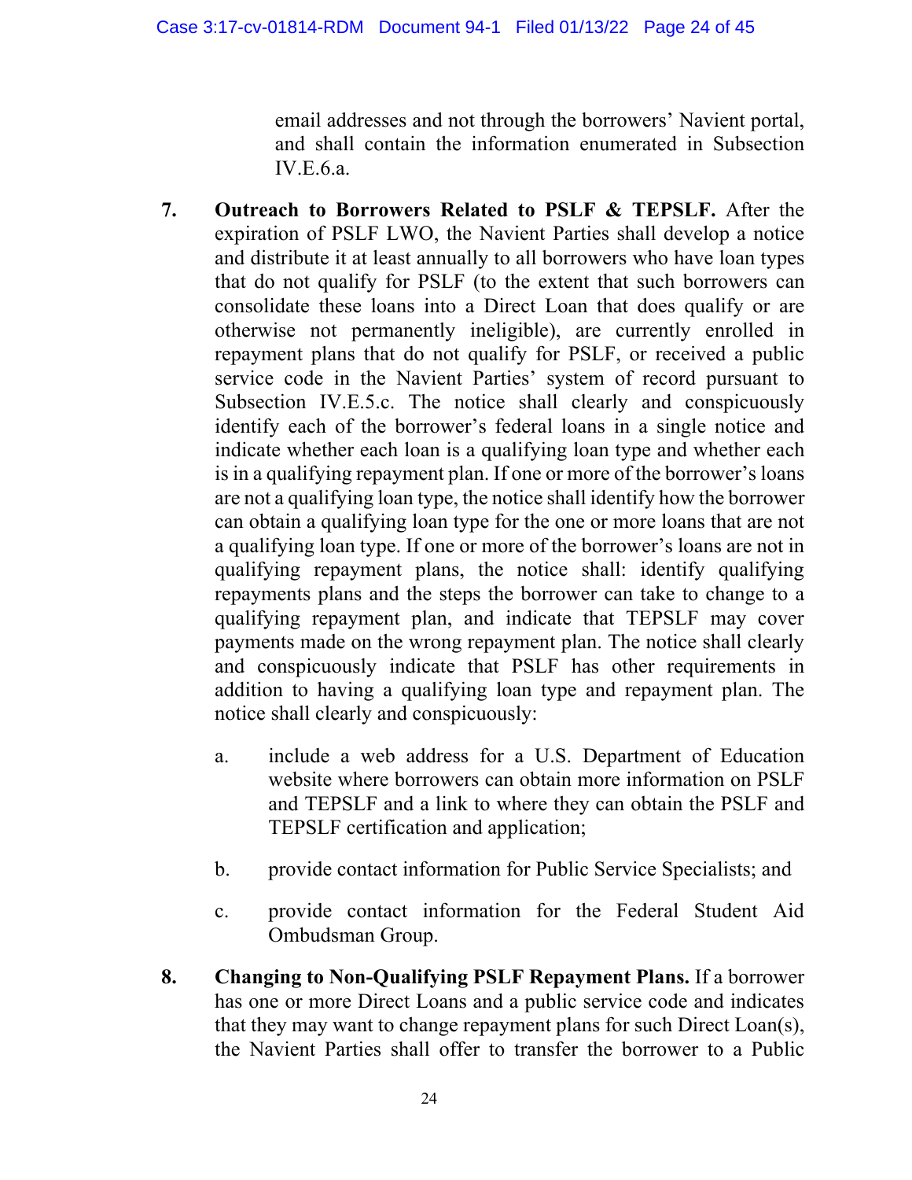email addresses and not through the borrowers' Navient portal, and shall contain the information enumerated in Subsection IV.E.6.a.

7. **Outreach to Borrowers Related to PSLF & TEPSLF.** After the expiration of PSLF LWO, the Navient Parties shall develop a notice and distribute it at least annually to all borrowers who have loan types that do not qualify for PSLF (to the extent that such borrowers can consolidate these loans into a Direct Loan that does qualify or are otherwise not permanently ineligible), are currently enrolled in repayment plans that do not qualify for PSLF, or received a public service code in the Navient Parties' system of record pursuant to Subsection IV.E.5.c. The notice shall clearly and conspicuously identify each of the borrower's federal loans in a single notice and indicate whether each loan is a qualifying loan type and whether each is in a qualifying repayment plan. If one or more of the borrower's loans are not a qualifying loan type, the notice shall identify how the borrower can obtain a qualifying loan type for the one or more loans that are not a qualifying loan type. If one or more of the borrower's loans are not in qualifying repayment plans, the notice shall: identify qualifying repayments plans and the steps the borrower can take to change to a qualifying repayment plan, and indicate that TEPSLF may cover payments made on the wrong repayment plan. The notice shall clearly and conspicuously indicate that PSLF has other requirements in addition to having a qualifying loan type and repayment plan. The notice shall clearly and conspicuously:

   a. include a web address for a U.S. Department of Education website where borrowers can obtain more information on PSLF and TEPSLF and a link to where they can obtain the PSLF and TEPSLF certification and application;

   b. provide contact information for Public Service Specialists; and

   c. provide contact information for the Federal Student Aid Ombudsman Group.

8. **Changing to Non-Qualifying PSLF Repayment Plans.** If a borrower has one or more Direct Loans and a public service code and indicates that they may want to change repayment plans for such Direct Loan(s), the Navient Parties shall offer to transfer the borrower to a Public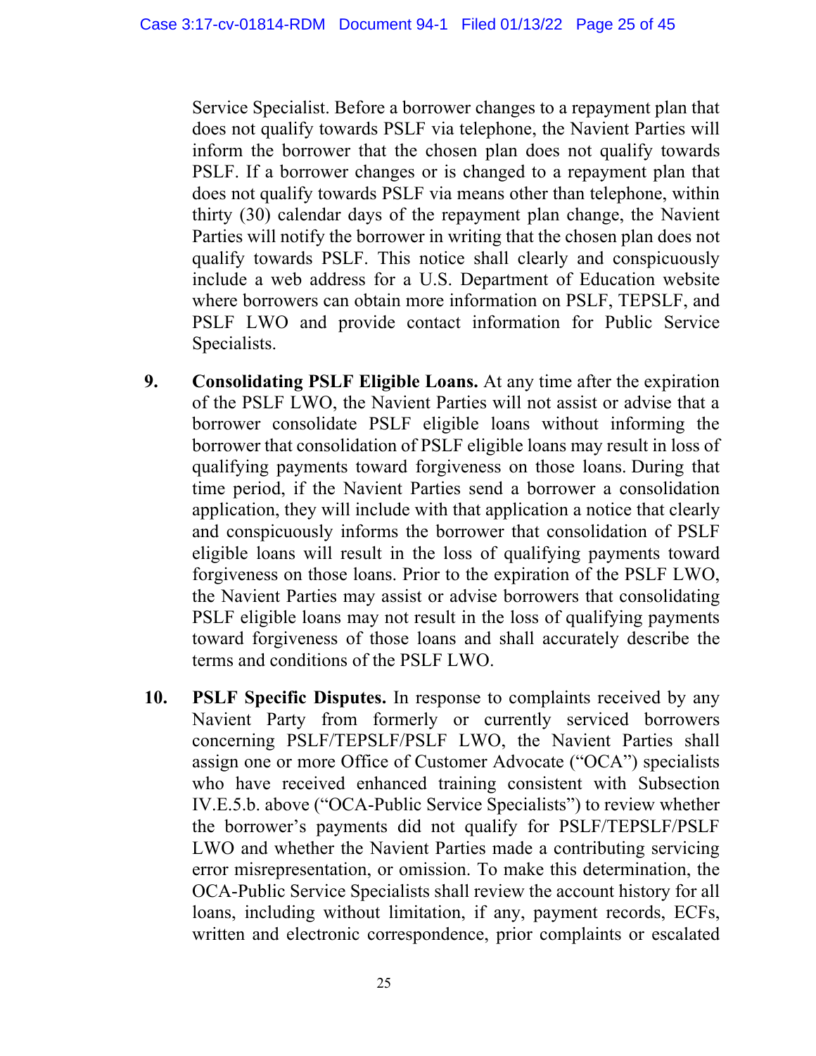Service Specialist. Before a borrower changes to a repayment plan that does not qualify towards PSLF via telephone, the Navient Parties will inform the borrower that the chosen plan does not qualify towards PSLF. If a borrower changes or is changed to a repayment plan that does not qualify towards PSLF via means other than telephone, within thirty (30) calendar days of the repayment plan change, the Navient Parties will notify the borrower in writing that the chosen plan does not qualify towards PSLF. This notice shall clearly and conspicuously include a web address for a U.S. Department of Education website where borrowers can obtain more information on PSLF, TEPSLF, and PSLF LWO and provide contact information for Public Service Specialists.

9. **Consolidating PSLF Eligible Loans.** At any time after the expiration of the PSLF LWO, the Navient Parties will not assist or advise that a borrower consolidate PSLF eligible loans without informing the borrower that consolidation of PSLF eligible loans may result in loss of qualifying payments toward forgiveness on those loans. During that time period, if the Navient Parties send a borrower a consolidation application, they will include with that application a notice that clearly and conspicuously informs the borrower that consolidation of PSLF eligible loans will result in the loss of qualifying payments toward forgiveness on those loans. Prior to the expiration of the PSLF LWO, the Navient Parties may assist or advise borrowers that consolidating PSLF eligible loans may not result in the loss of qualifying payments toward forgiveness of those loans and shall accurately describe the terms and conditions of the PSLF LWO.

10. **PSLF Specific Disputes.** In response to complaints received by any Navient Party from formerly or currently serviced borrowers concerning PSLF/TEPSLF/PSLF LWO, the Navient Parties shall assign one or more Office of Customer Advocate ("OCA") specialists who have received enhanced training consistent with Subsection IV.E.5.b. above ("OCA-Public Service Specialists") to review whether the borrower's payments did not qualify for PSLF/TEPSLF/PSLF LWO and whether the Navient Parties made a contributing servicing error misrepresentation, or omission. To make this determination, the OCA-Public Service Specialists shall review the account history for all loans, including without limitation, if any, payment records, ECFs, written and electronic correspondence, prior complaints or escalated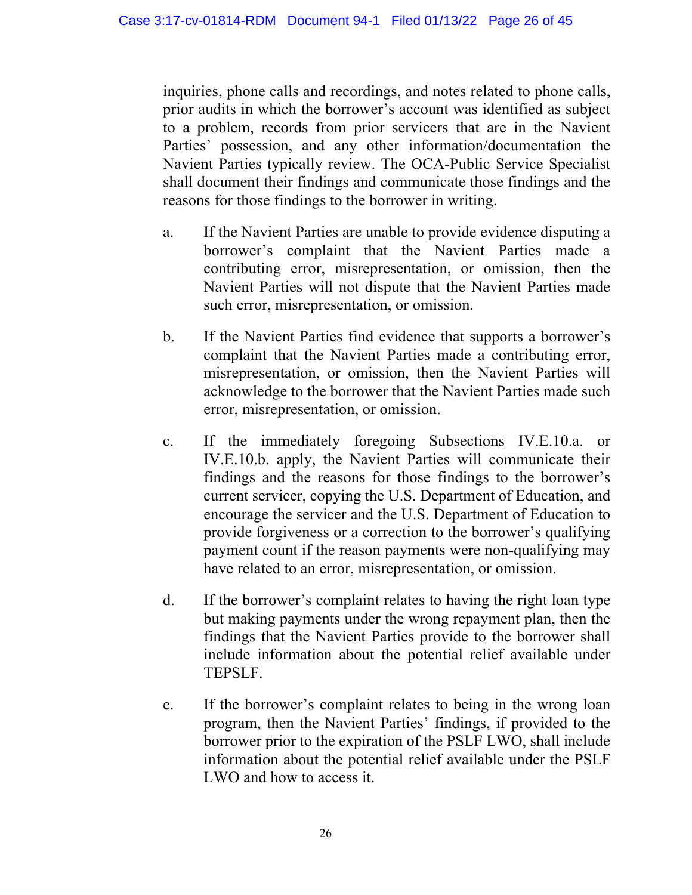inquiries, phone calls and recordings, and notes related to phone calls, prior audits in which the borrower's account was identified as subject to a problem, records from prior servicers that are in the Navient Parties' possession, and any other information/documentation the Navient Parties typically review. The OCA-Public Service Specialist shall document their findings and communicate those findings and the reasons for those findings to the borrower in writing.

a. If the Navient Parties are unable to provide evidence disputing a borrower's complaint that the Navient Parties made a contributing error, misrepresentation, or omission, then the Navient Parties will not dispute that the Navient Parties made such error, misrepresentation, or omission.

b. If the Navient Parties find evidence that supports a borrower's complaint that the Navient Parties made a contributing error, misrepresentation, or omission, then the Navient Parties will acknowledge to the borrower that the Navient Parties made such error, misrepresentation, or omission.

c. If the immediately foregoing Subsections IV.E.10.a. or IV.E.10.b. apply, the Navient Parties will communicate their findings and the reasons for those findings to the borrower's current servicer, copying the U.S. Department of Education, and encourage the servicer and the U.S. Department of Education to provide forgiveness or a correction to the borrower's qualifying payment count if the reason payments were non-qualifying may have related to an error, misrepresentation, or omission.

d. If the borrower's complaint relates to having the right loan type but making payments under the wrong repayment plan, then the findings that the Navient Parties provide to the borrower shall include information about the potential relief available under TEPSLF.

e. If the borrower's complaint relates to being in the wrong loan program, then the Navient Parties' findings, if provided to the borrower prior to the expiration of the PSLF LWO, shall include information about the potential relief available under the PSLF LWO and how to access it.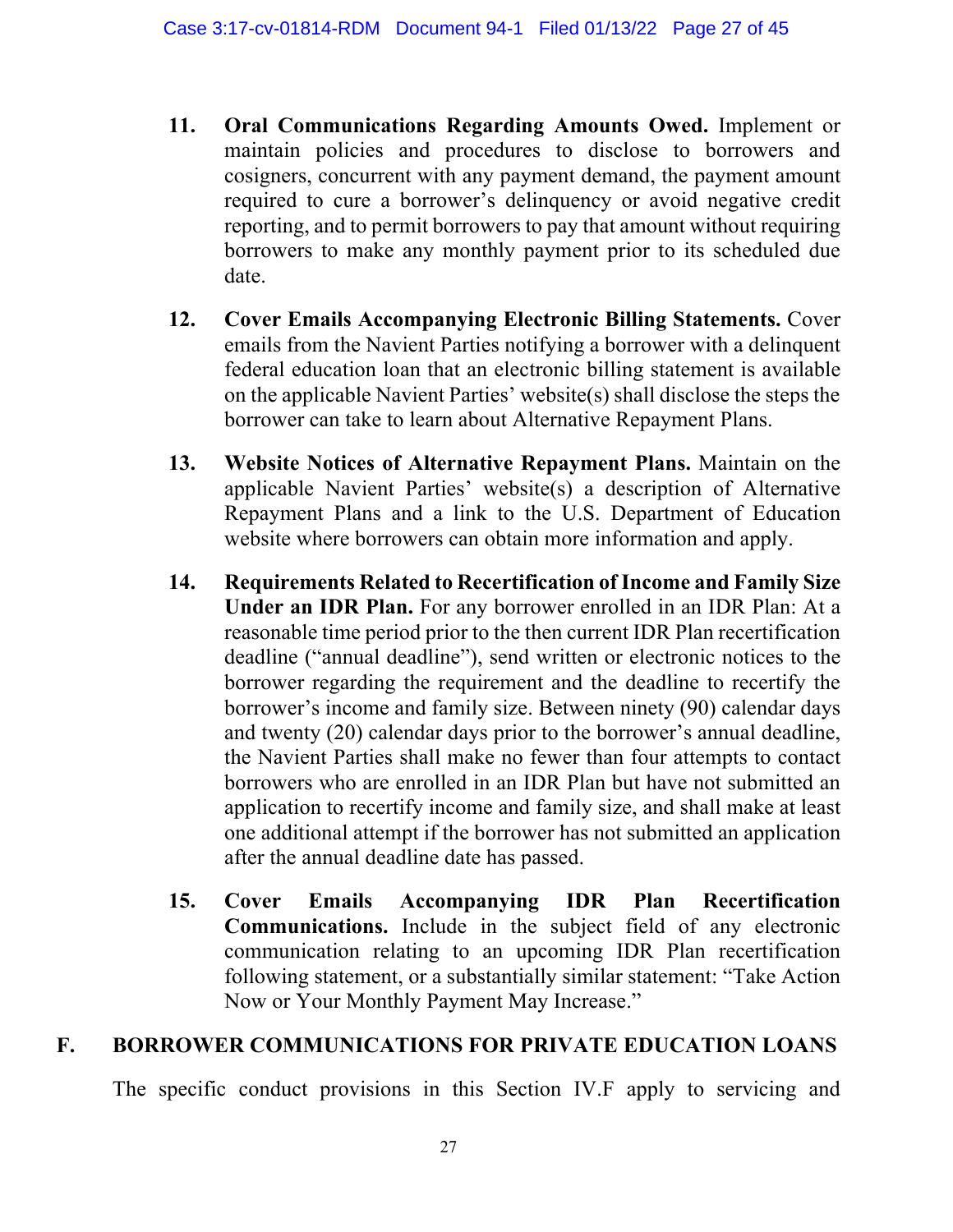11. **Oral Communications Regarding Amounts Owed.** Implement or maintain policies and procedures to disclose to borrowers and cosigners, concurrent with any payment demand, the payment amount required to cure a borrower's delinquency or avoid negative credit reporting, and to permit borrowers to pay that amount without requiring borrowers to make any monthly payment prior to its scheduled due date.

12. **Cover Emails Accompanying Electronic Billing Statements.** Cover emails from the Navient Parties notifying a borrower with a delinquent federal education loan that an electronic billing statement is available on the applicable Navient Parties' website(s) shall disclose the steps the borrower can take to learn about Alternative Repayment Plans.

13. **Website Notices of Alternative Repayment Plans.** Maintain on the applicable Navient Parties' website(s) a description of Alternative Repayment Plans and a link to the U.S. Department of Education website where borrowers can obtain more information and apply.

14. **Requirements Related to Recertification of Income and Family Size Under an IDR Plan.** For any borrower enrolled in an IDR Plan: At a reasonable time period prior to the then current IDR Plan recertification deadline ("annual deadline"), send written or electronic notices to the borrower regarding the requirement and the deadline to recertify the borrower's income and family size. Between ninety (90) calendar days and twenty (20) calendar days prior to the borrower's annual deadline, the Navient Parties shall make no fewer than four attempts to contact borrowers who are enrolled in an IDR Plan but have not submitted an application to recertify income and family size, and shall make at least one additional attempt if the borrower has not submitted an application after the annual deadline date has passed.

15. **Cover Emails Accompanying IDR Plan Recertification Communications.** Include in the subject field of any electronic communication relating to an upcoming IDR Plan recertification following statement, or a substantially similar statement: "Take Action Now or Your Monthly Payment May Increase."

## F. BORROWER COMMUNICATIONS FOR PRIVATE EDUCATION LOANS

The specific conduct provisions in this Section IV.F apply to servicing and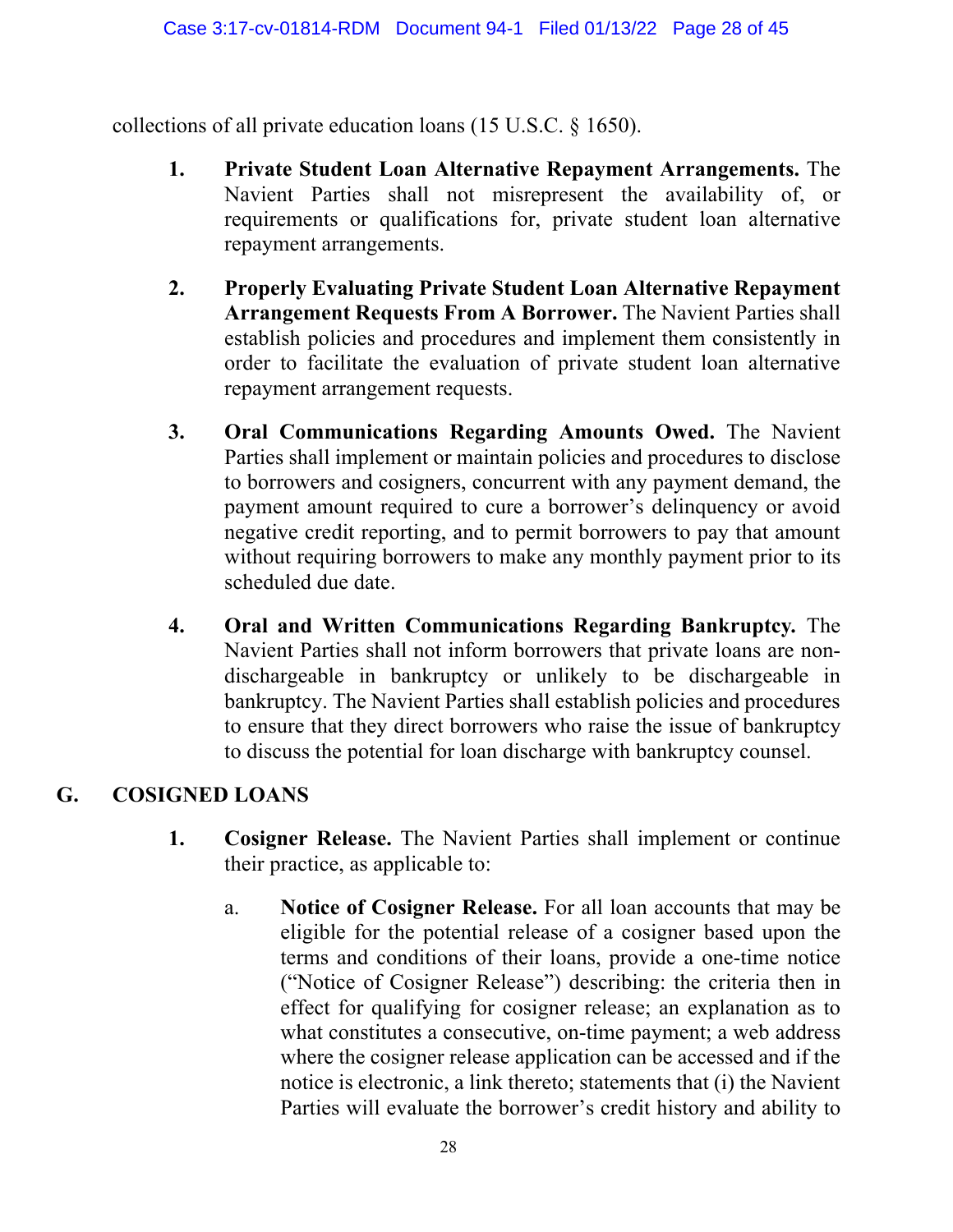collections of all private education loans (15 U.S.C. § 1650).

1. **Private Student Loan Alternative Repayment Arrangements.** The Navient Parties shall not misrepresent the availability of, or requirements or qualifications for, private student loan alternative repayment arrangements.

2. **Properly Evaluating Private Student Loan Alternative Repayment Arrangement Requests From A Borrower.** The Navient Parties shall establish policies and procedures and implement them consistently in order to facilitate the evaluation of private student loan alternative repayment arrangement requests.

3. **Oral Communications Regarding Amounts Owed.** The Navient Parties shall implement or maintain policies and procedures to disclose to borrowers and cosigners, concurrent with any payment demand, the payment amount required to cure a borrower's delinquency or avoid negative credit reporting, and to permit borrowers to pay that amount without requiring borrowers to make any monthly payment prior to its scheduled due date.

4. **Oral and Written Communications Regarding Bankruptcy.** The Navient Parties shall not inform borrowers that private loans are non-dischargeable in bankruptcy or unlikely to be dischargeable in bankruptcy. The Navient Parties shall establish policies and procedures to ensure that they direct borrowers who raise the issue of bankruptcy to discuss the potential for loan discharge with bankruptcy counsel.

## G. COSIGNED LOANS

1. **Cosigner Release.** The Navient Parties shall implement or continue their practice, as applicable to:

   a. **Notice of Cosigner Release.** For all loan accounts that may be eligible for the potential release of a cosigner based upon the terms and conditions of their loans, provide a one-time notice ("Notice of Cosigner Release") describing: the criteria then in effect for qualifying for cosigner release; an explanation as to what constitutes a consecutive, on-time payment; a web address where the cosigner release application can be accessed and if the notice is electronic, a link thereto; statements that (i) the Navient Parties will evaluate the borrower's credit history and ability to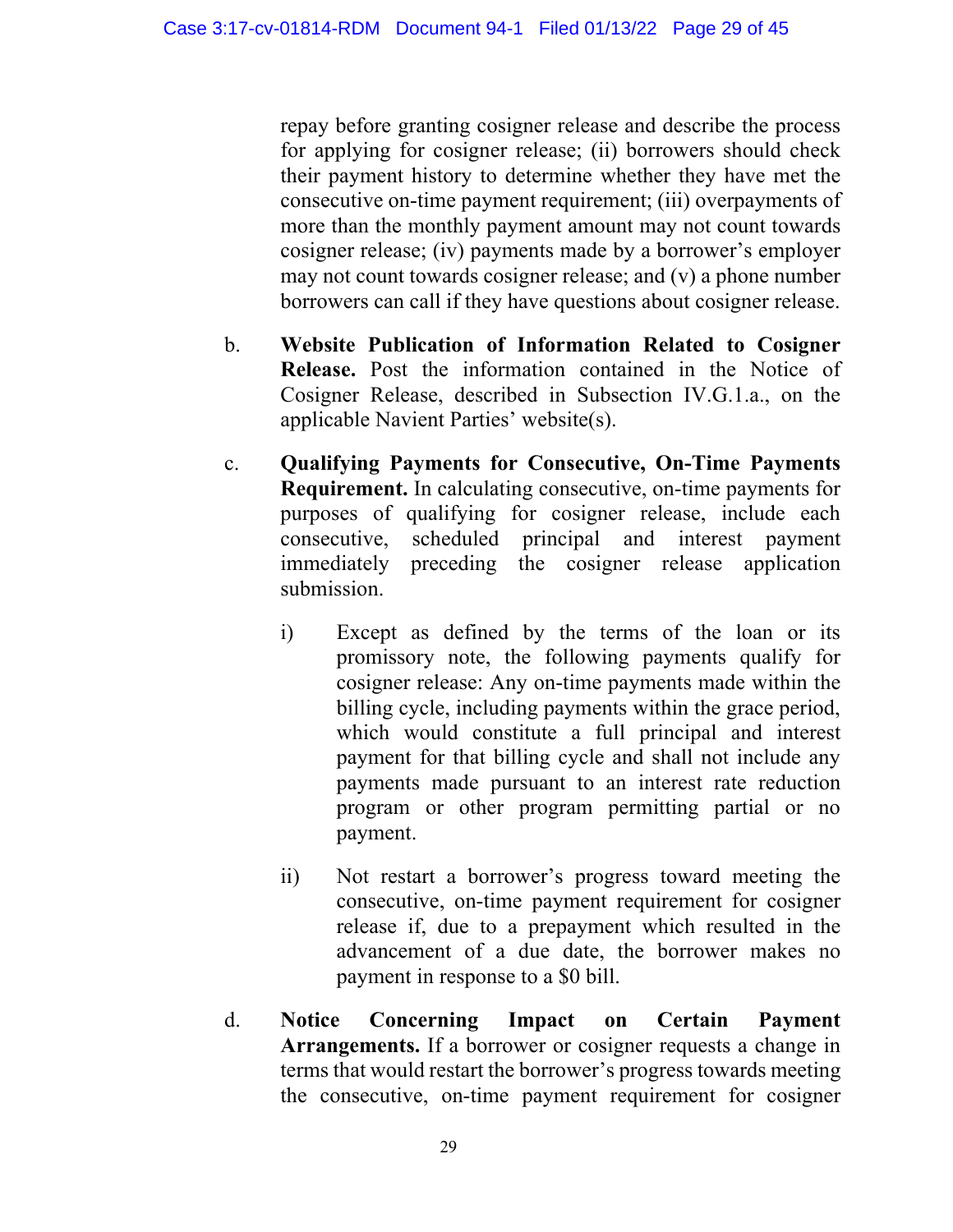repay before granting cosigner release and describe the process for applying for cosigner release; (ii) borrowers should check their payment history to determine whether they have met the consecutive on-time payment requirement; (iii) overpayments of more than the monthly payment amount may not count towards cosigner release; (iv) payments made by a borrower's employer may not count towards cosigner release; and (v) a phone number borrowers can call if they have questions about cosigner release.

b. **Website Publication of Information Related to Cosigner Release.** Post the information contained in the Notice of Cosigner Release, described in Subsection IV.G.1.a., on the applicable Navient Parties' website(s).

c. **Qualifying Payments for Consecutive, On-Time Payments Requirement.** In calculating consecutive, on-time payments for purposes of qualifying for cosigner release, include each consecutive, scheduled principal and interest payment immediately preceding the cosigner release application submission.

   i) Except as defined by the terms of the loan or its promissory note, the following payments qualify for cosigner release: Any on-time payments made within the billing cycle, including payments within the grace period, which would constitute a full principal and interest payment for that billing cycle and shall not include any payments made pursuant to an interest rate reduction program or other program permitting partial or no payment.

   ii) Not restart a borrower's progress toward meeting the consecutive, on-time payment requirement for cosigner release if, due to a prepayment which resulted in the advancement of a due date, the borrower makes no payment in response to a $0 bill.

d. **Notice Concerning Impact on Certain Payment Arrangements.** If a borrower or cosigner requests a change in terms that would restart the borrower's progress towards meeting the consecutive, on-time payment requirement for cosigner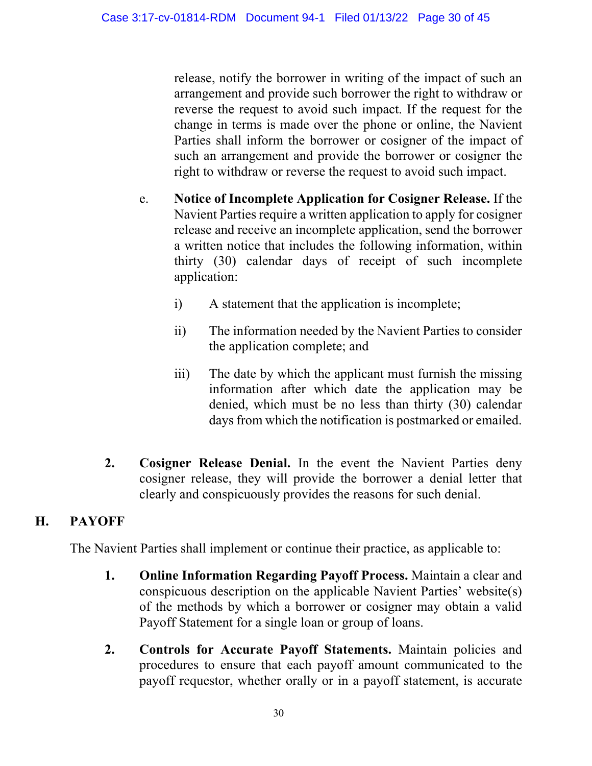release, notify the borrower in writing of the impact of such an arrangement and provide such borrower the right to withdraw or reverse the request to avoid such impact. If the request for the change in terms is made over the phone or online, the Navient Parties shall inform the borrower or cosigner of the impact of such an arrangement and provide the borrower or cosigner the right to withdraw or reverse the request to avoid such impact.

e. **Notice of Incomplete Application for Cosigner Release.** If the Navient Parties require a written application to apply for cosigner release and receive an incomplete application, send the borrower a written notice that includes the following information, within thirty (30) calendar days of receipt of such incomplete application:

   i) A statement that the application is incomplete;

   ii) The information needed by the Navient Parties to consider the application complete; and

   iii) The date by which the applicant must furnish the missing information after which date the application may be denied, which must be no less than thirty (30) calendar days from which the notification is postmarked or emailed.

2. **Cosigner Release Denial.** In the event the Navient Parties deny cosigner release, they will provide the borrower a denial letter that clearly and conspicuously provides the reasons for such denial.

## H. PAYOFF

The Navient Parties shall implement or continue their practice, as applicable to:

1. **Online Information Regarding Payoff Process.** Maintain a clear and conspicuous description on the applicable Navient Parties' website(s) of the methods by which a borrower or cosigner may obtain a valid Payoff Statement for a single loan or group of loans.

2. **Controls for Accurate Payoff Statements.** Maintain policies and procedures to ensure that each payoff amount communicated to the payoff requestor, whether orally or in a payoff statement, is accurate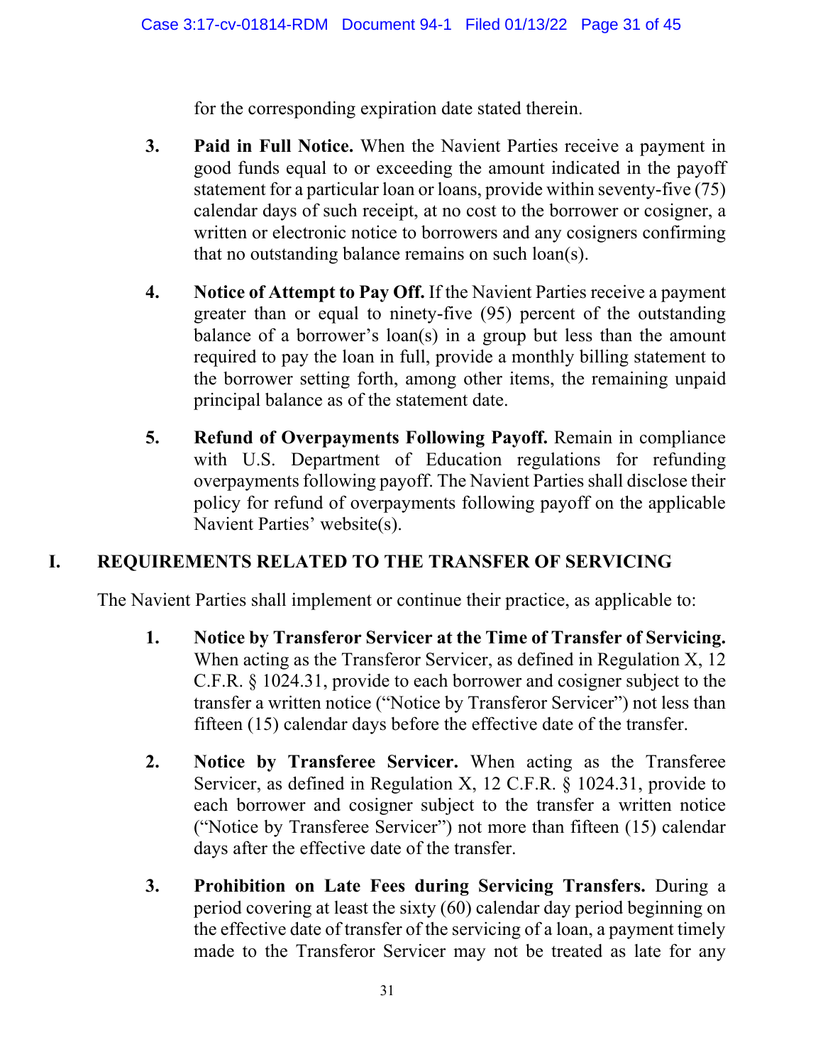for the corresponding expiration date stated therein.

3. **Paid in Full Notice.** When the Navient Parties receive a payment in good funds equal to or exceeding the amount indicated in the payoff statement for a particular loan or loans, provide within seventy-five (75) calendar days of such receipt, at no cost to the borrower or cosigner, a written or electronic notice to borrowers and any cosigners confirming that no outstanding balance remains on such loan(s).

4. **Notice of Attempt to Pay Off.** If the Navient Parties receive a payment greater than or equal to ninety-five (95) percent of the outstanding balance of a borrower's loan(s) in a group but less than the amount required to pay the loan in full, provide a monthly billing statement to the borrower setting forth, among other items, the remaining unpaid principal balance as of the statement date.

5. **Refund of Overpayments Following Payoff.** Remain in compliance with U.S. Department of Education regulations for refunding overpayments following payoff. The Navient Parties shall disclose their policy for refund of overpayments following payoff on the applicable Navient Parties' website(s).

## I. REQUIREMENTS RELATED TO THE TRANSFER OF SERVICING

The Navient Parties shall implement or continue their practice, as applicable to:

1. **Notice by Transferor Servicer at the Time of Transfer of Servicing.** When acting as the Transferor Servicer, as defined in Regulation X, 12 C.F.R. § 1024.31, provide to each borrower and cosigner subject to the transfer a written notice ("Notice by Transferor Servicer") not less than fifteen (15) calendar days before the effective date of the transfer.

2. **Notice by Transferee Servicer.** When acting as the Transferee Servicer, as defined in Regulation X, 12 C.F.R. § 1024.31, provide to each borrower and cosigner subject to the transfer a written notice ("Notice by Transferee Servicer") not more than fifteen (15) calendar days after the effective date of the transfer.

3. **Prohibition on Late Fees during Servicing Transfers.** During a period covering at least the sixty (60) calendar day period beginning on the effective date of transfer of the servicing of a loan, a payment timely made to the Transferor Servicer may not be treated as late for any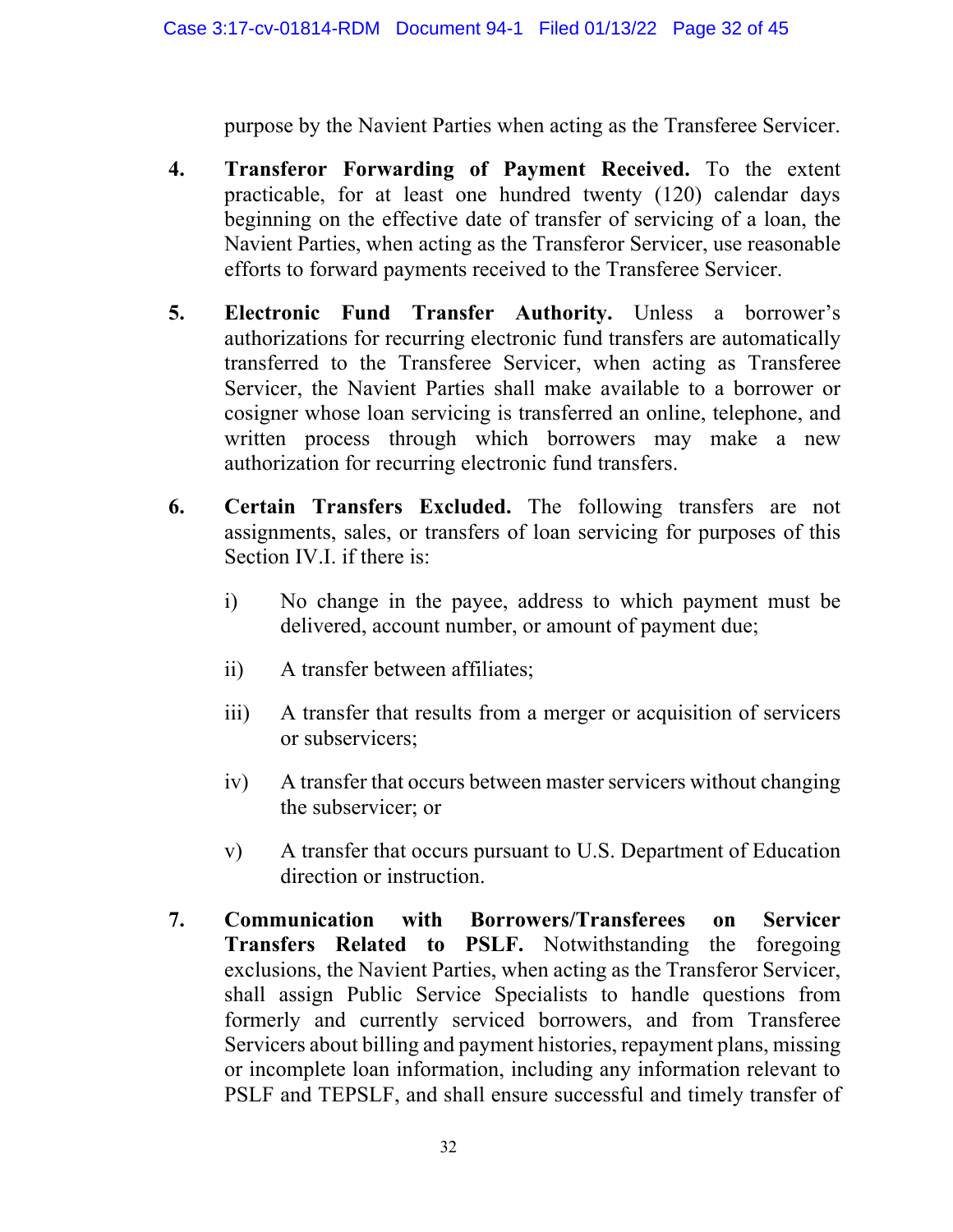purpose by the Navient Parties when acting as the Transferee Servicer.

4. **Transferor Forwarding of Payment Received.** To the extent practicable, for at least one hundred twenty (120) calendar days beginning on the effective date of transfer of servicing of a loan, the Navient Parties, when acting as the Transferor Servicer, use reasonable efforts to forward payments received to the Transferee Servicer.

5. **Electronic Fund Transfer Authority.** Unless a borrower's authorizations for recurring electronic fund transfers are automatically transferred to the Transferee Servicer, when acting as Transferee Servicer, the Navient Parties shall make available to a borrower or cosigner whose loan servicing is transferred an online, telephone, and written process through which borrowers may make a new authorization for recurring electronic fund transfers.

6. **Certain Transfers Excluded.** The following transfers are not assignments, sales, or transfers of loan servicing for purposes of this Section IV.I. if there is:

   i) No change in the payee, address to which payment must be delivered, account number, or amount of payment due;

   ii) A transfer between affiliates;

   iii) A transfer that results from a merger or acquisition of servicers or subservicers;

   iv) A transfer that occurs between master servicers without changing the subservicer; or

   v) A transfer that occurs pursuant to U.S. Department of Education direction or instruction.

7. **Communication with Borrowers/Transferees on Servicer Transfers Related to PSLF.** Notwithstanding the foregoing exclusions, the Navient Parties, when acting as the Transferor Servicer, shall assign Public Service Specialists to handle questions from formerly and currently serviced borrowers, and from Transferee Servicers about billing and payment histories, repayment plans, missing or incomplete loan information, including any information relevant to PSLF and TEPSLF, and shall ensure successful and timely transfer of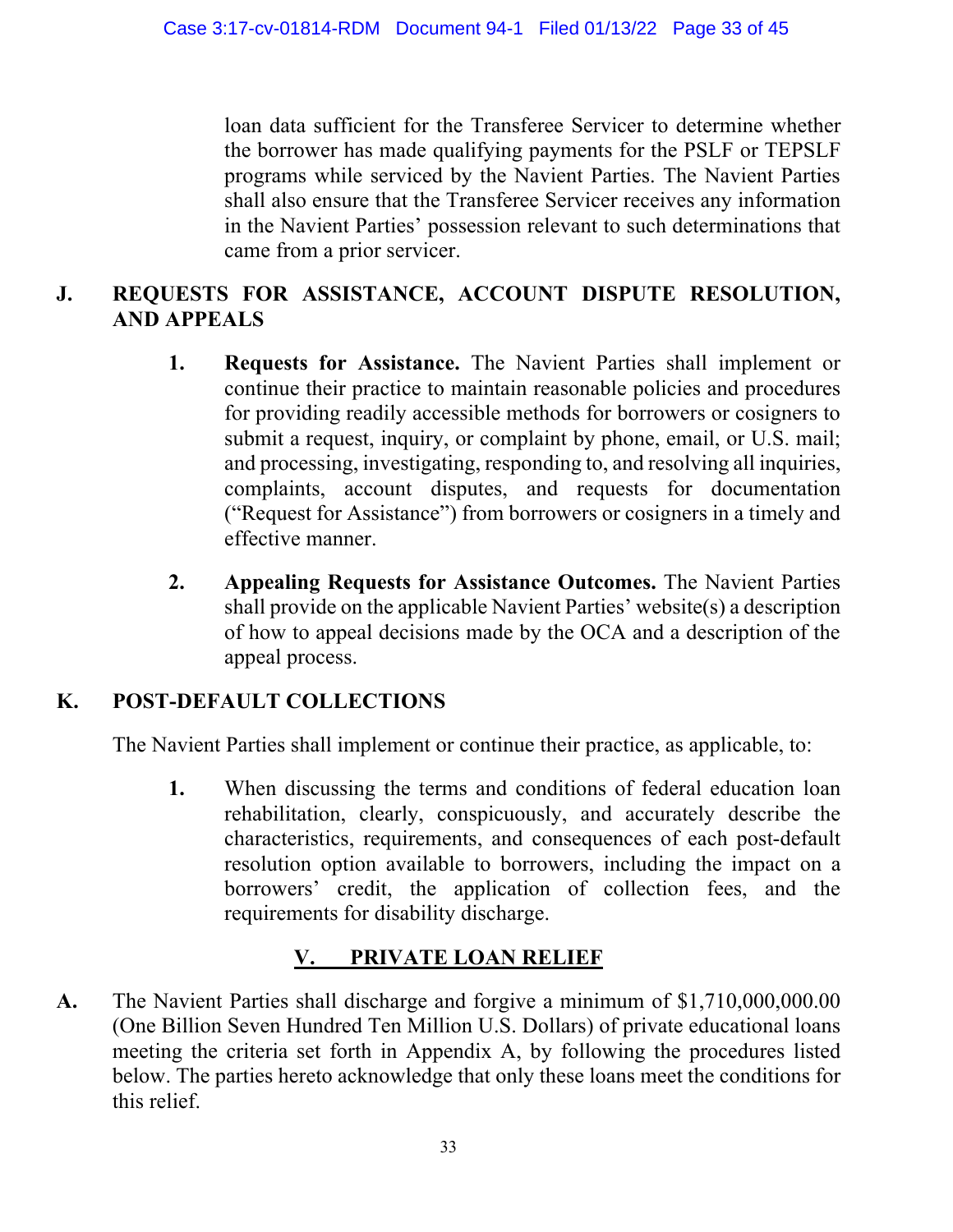loan data sufficient for the Transferee Servicer to determine whether the borrower has made qualifying payments for the PSLF or TEPSLF programs while serviced by the Navient Parties. The Navient Parties shall also ensure that the Transferee Servicer receives any information in the Navient Parties' possession relevant to such determinations that came from a prior servicer.

### J. REQUESTS FOR ASSISTANCE, ACCOUNT DISPUTE RESOLUTION, AND APPEALS

1. **Requests for Assistance.** The Navient Parties shall implement or continue their practice to maintain reasonable policies and procedures for providing readily accessible methods for borrowers or cosigners to submit a request, inquiry, or complaint by phone, email, or U.S. mail; and processing, investigating, responding to, and resolving all inquiries, complaints, account disputes, and requests for documentation ("Request for Assistance") from borrowers or cosigners in a timely and effective manner.

2. **Appealing Requests for Assistance Outcomes.** The Navient Parties shall provide on the applicable Navient Parties' website(s) a description of how to appeal decisions made by the OCA and a description of the appeal process.

### K. POST-DEFAULT COLLECTIONS

The Navient Parties shall implement or continue their practice, as applicable, to:

1. When discussing the terms and conditions of federal education loan rehabilitation, clearly, conspicuously, and accurately describe the characteristics, requirements, and consequences of each post-default resolution option available to borrowers, including the impact on a borrowers' credit, the application of collection fees, and the requirements for disability discharge.

## V. PRIVATE LOAN RELIEF

**A.** The Navient Parties shall discharge and forgive a minimum of $1,710,000,000.00 (One Billion Seven Hundred Ten Million U.S. Dollars) of private educational loans meeting the criteria set forth in Appendix A, by following the procedures listed below. The parties hereto acknowledge that only these loans meet the conditions for this relief.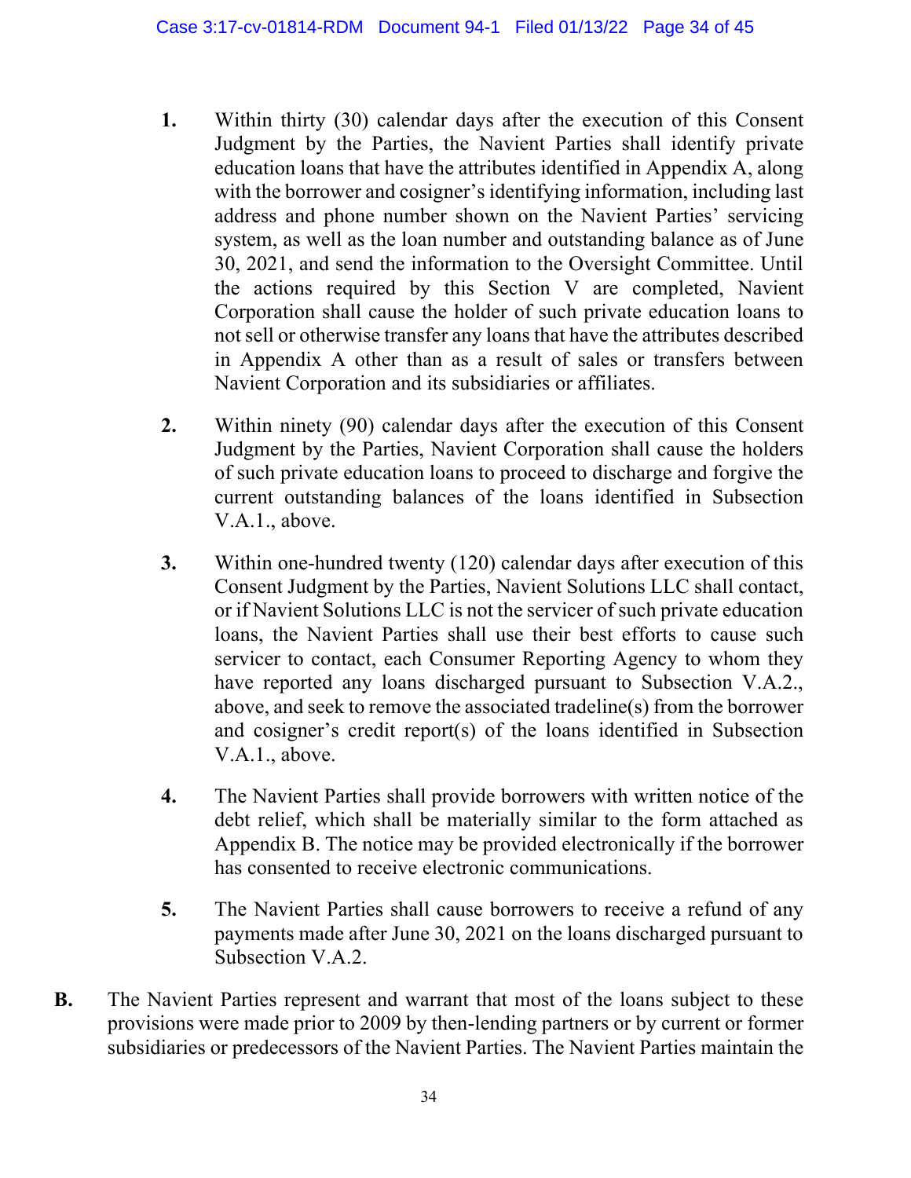1. Within thirty (30) calendar days after the execution of this Consent Judgment by the Parties, the Navient Parties shall identify private education loans that have the attributes identified in Appendix A, along with the borrower and cosigner's identifying information, including last address and phone number shown on the Navient Parties' servicing system, as well as the loan number and outstanding balance as of June 30, 2021, and send the information to the Oversight Committee. Until the actions required by this Section V are completed, Navient Corporation shall cause the holder of such private education loans to not sell or otherwise transfer any loans that have the attributes described in Appendix A other than as a result of sales or transfers between Navient Corporation and its subsidiaries or affiliates.

2. Within ninety (90) calendar days after the execution of this Consent Judgment by the Parties, Navient Corporation shall cause the holders of such private education loans to proceed to discharge and forgive the current outstanding balances of the loans identified in Subsection V.A.1., above.

3. Within one-hundred twenty (120) calendar days after execution of this Consent Judgment by the Parties, Navient Solutions LLC shall contact, or if Navient Solutions LLC is not the servicer of such private education loans, the Navient Parties shall use their best efforts to cause such servicer to contact, each Consumer Reporting Agency to whom they have reported any loans discharged pursuant to Subsection V.A.2., above, and seek to remove the associated tradeline(s) from the borrower and cosigner's credit report(s) of the loans identified in Subsection V.A.1., above.

4. The Navient Parties shall provide borrowers with written notice of the debt relief, which shall be materially similar to the form attached as Appendix B. The notice may be provided electronically if the borrower has consented to receive electronic communications.

5. The Navient Parties shall cause borrowers to receive a refund of any payments made after June 30, 2021 on the loans discharged pursuant to Subsection V.A.2.

**B.** The Navient Parties represent and warrant that most of the loans subject to these provisions were made prior to 2009 by then-lending partners or by current or former subsidiaries or predecessors of the Navient Parties. The Navient Parties maintain the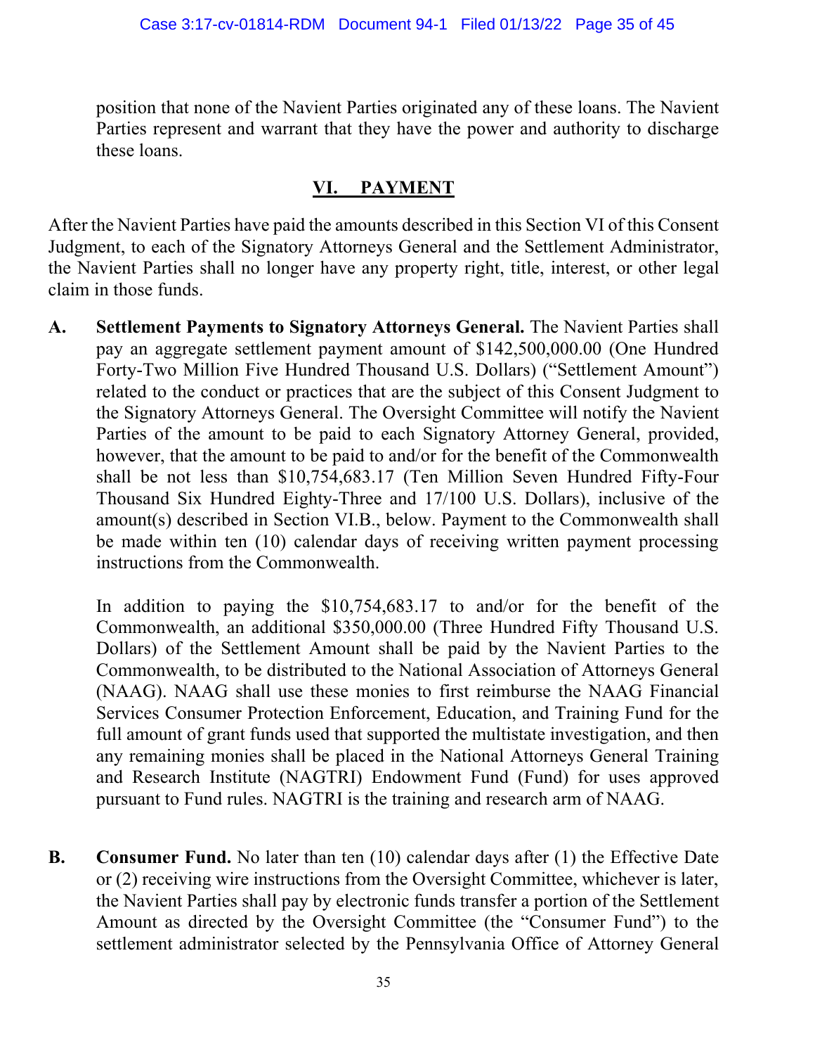position that none of the Navient Parties originated any of these loans. The Navient Parties represent and warrant that they have the power and authority to discharge these loans.

## VI. PAYMENT

After the Navient Parties have paid the amounts described in this Section VI of this Consent Judgment, to each of the Signatory Attorneys General and the Settlement Administrator, the Navient Parties shall no longer have any property right, title, interest, or other legal claim in those funds.

**A. Settlement Payments to Signatory Attorneys General.** The Navient Parties shall pay an aggregate settlement payment amount of $142,500,000.00 (One Hundred Forty-Two Million Five Hundred Thousand U.S. Dollars) ("Settlement Amount") related to the conduct or practices that are the subject of this Consent Judgment to the Signatory Attorneys General. The Oversight Committee will notify the Navient Parties of the amount to be paid to each Signatory Attorney General, provided, however, that the amount to be paid to and/or for the benefit of the Commonwealth shall be not less than $10,754,683.17 (Ten Million Seven Hundred Fifty-Four Thousand Six Hundred Eighty-Three and 17/100 U.S. Dollars), inclusive of the amount(s) described in Section VI.B., below. Payment to the Commonwealth shall be made within ten (10) calendar days of receiving written payment processing instructions from the Commonwealth.

In addition to paying the $10,754,683.17 to and/or for the benefit of the Commonwealth, an additional $350,000.00 (Three Hundred Fifty Thousand U.S. Dollars) of the Settlement Amount shall be paid by the Navient Parties to the Commonwealth, to be distributed to the National Association of Attorneys General (NAAG). NAAG shall use these monies to first reimburse the NAAG Financial Services Consumer Protection Enforcement, Education, and Training Fund for the full amount of grant funds used that supported the multistate investigation, and then any remaining monies shall be placed in the National Attorneys General Training and Research Institute (NAGTRI) Endowment Fund (Fund) for uses approved pursuant to Fund rules. NAGTRI is the training and research arm of NAAG.

**B. Consumer Fund.** No later than ten (10) calendar days after (1) the Effective Date or (2) receiving wire instructions from the Oversight Committee, whichever is later, the Navient Parties shall pay by electronic funds transfer a portion of the Settlement Amount as directed by the Oversight Committee (the "Consumer Fund") to the settlement administrator selected by the Pennsylvania Office of Attorney General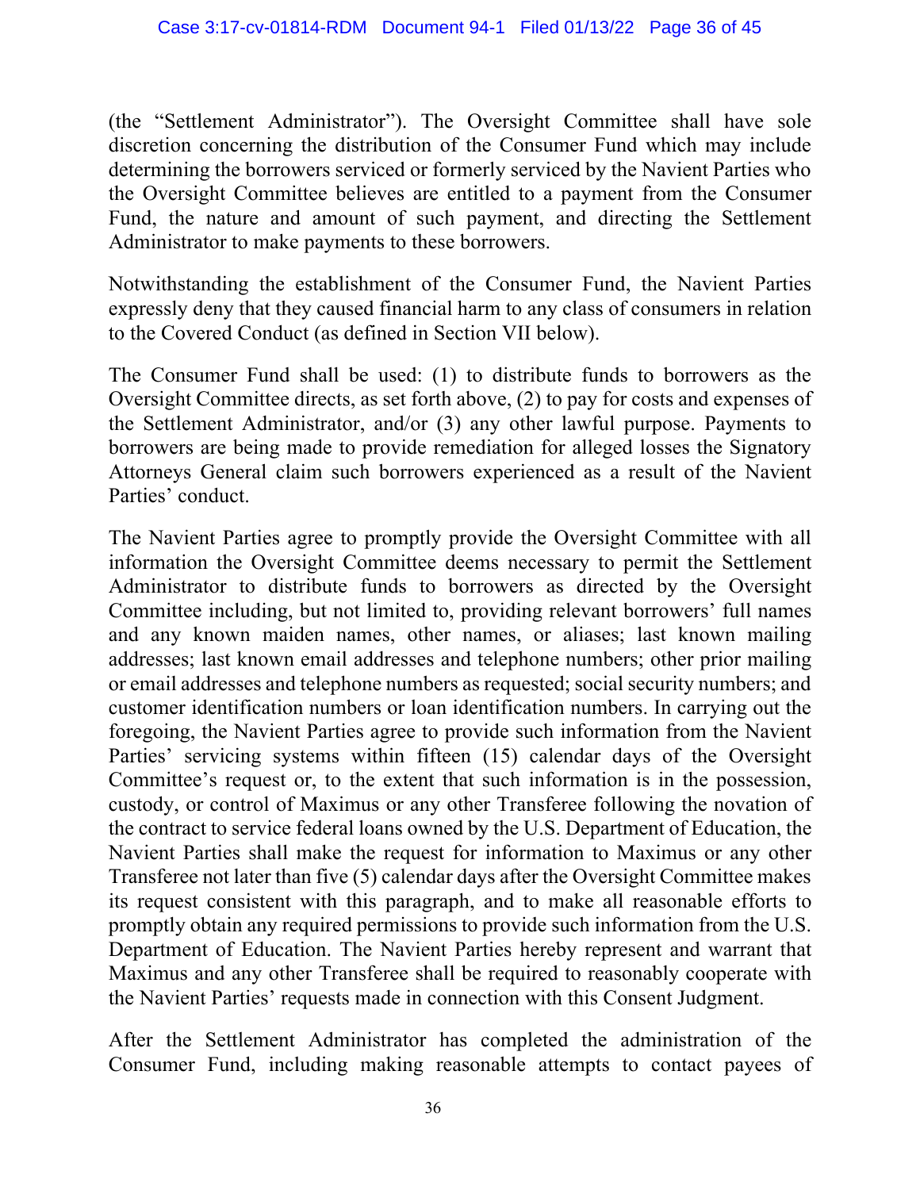(the "Settlement Administrator"). The Oversight Committee shall have sole discretion concerning the distribution of the Consumer Fund which may include determining the borrowers serviced or formerly serviced by the Navient Parties who the Oversight Committee believes are entitled to a payment from the Consumer Fund, the nature and amount of such payment, and directing the Settlement Administrator to make payments to these borrowers.

Notwithstanding the establishment of the Consumer Fund, the Navient Parties expressly deny that they caused financial harm to any class of consumers in relation to the Covered Conduct (as defined in Section VII below).

The Consumer Fund shall be used: (1) to distribute funds to borrowers as the Oversight Committee directs, as set forth above, (2) to pay for costs and expenses of the Settlement Administrator, and/or (3) any other lawful purpose. Payments to borrowers are being made to provide remediation for alleged losses the Signatory Attorneys General claim such borrowers experienced as a result of the Navient Parties' conduct.

The Navient Parties agree to promptly provide the Oversight Committee with all information the Oversight Committee deems necessary to permit the Settlement Administrator to distribute funds to borrowers as directed by the Oversight Committee including, but not limited to, providing relevant borrowers' full names and any known maiden names, other names, or aliases; last known mailing addresses; last known email addresses and telephone numbers; other prior mailing or email addresses and telephone numbers as requested; social security numbers; and customer identification numbers or loan identification numbers. In carrying out the foregoing, the Navient Parties agree to provide such information from the Navient Parties' servicing systems within fifteen (15) calendar days of the Oversight Committee's request or, to the extent that such information is in the possession, custody, or control of Maximus or any other Transferee following the novation of the contract to service federal loans owned by the U.S. Department of Education, the Navient Parties shall make the request for information to Maximus or any other Transferee not later than five (5) calendar days after the Oversight Committee makes its request consistent with this paragraph, and to make all reasonable efforts to promptly obtain any required permissions to provide such information from the U.S. Department of Education. The Navient Parties hereby represent and warrant that Maximus and any other Transferee shall be required to reasonably cooperate with the Navient Parties' requests made in connection with this Consent Judgment.

After the Settlement Administrator has completed the administration of the Consumer Fund, including making reasonable attempts to contact payees of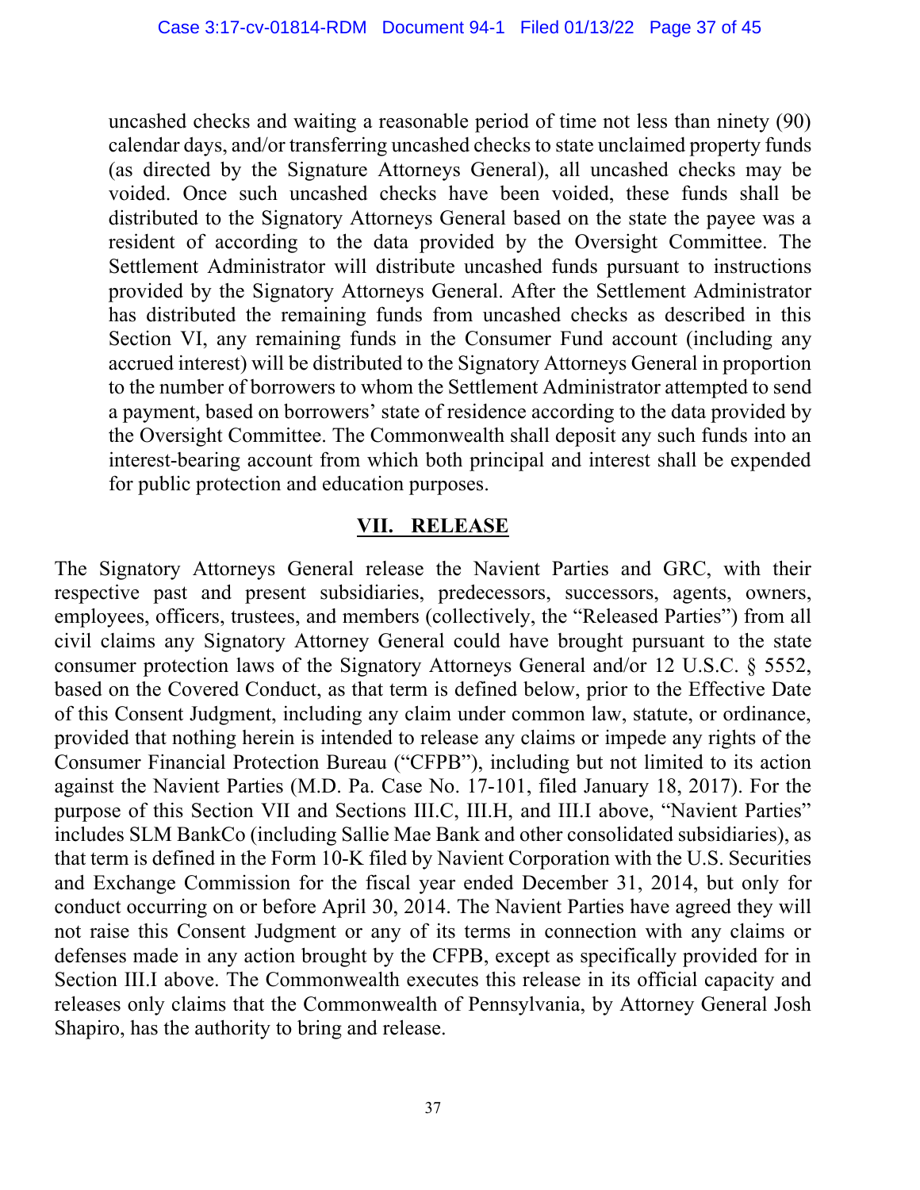uncashed checks and waiting a reasonable period of time not less than ninety (90) calendar days, and/or transferring uncashed checks to state unclaimed property funds (as directed by the Signature Attorneys General), all uncashed checks may be voided. Once such uncashed checks have been voided, these funds shall be distributed to the Signatory Attorneys General based on the state the payee was a resident of according to the data provided by the Oversight Committee. The Settlement Administrator will distribute uncashed funds pursuant to instructions provided by the Signatory Attorneys General. After the Settlement Administrator has distributed the remaining funds from uncashed checks as described in this Section VI, any remaining funds in the Consumer Fund account (including any accrued interest) will be distributed to the Signatory Attorneys General in proportion to the number of borrowers to whom the Settlement Administrator attempted to send a payment, based on borrowers' state of residence according to the data provided by the Oversight Committee. The Commonwealth shall deposit any such funds into an interest-bearing account from which both principal and interest shall be expended for public protection and education purposes.

## VII. RELEASE

The Signatory Attorneys General release the Navient Parties and GRC, with their respective past and present subsidiaries, predecessors, successors, agents, owners, employees, officers, trustees, and members (collectively, the "Released Parties") from all civil claims any Signatory Attorney General could have brought pursuant to the state consumer protection laws of the Signatory Attorneys General and/or 12 U.S.C. § 5552, based on the Covered Conduct, as that term is defined below, prior to the Effective Date of this Consent Judgment, including any claim under common law, statute, or ordinance, provided that nothing herein is intended to release any claims or impede any rights of the Consumer Financial Protection Bureau ("CFPB"), including but not limited to its action against the Navient Parties (M.D. Pa. Case No. 17-101, filed January 18, 2017). For the purpose of this Section VII and Sections III.C, III.H, and III.I above, "Navient Parties" includes SLM BankCo (including Sallie Mae Bank and other consolidated subsidiaries), as that term is defined in the Form 10-K filed by Navient Corporation with the U.S. Securities and Exchange Commission for the fiscal year ended December 31, 2014, but only for conduct occurring on or before April 30, 2014. The Navient Parties have agreed they will not raise this Consent Judgment or any of its terms in connection with any claims or defenses made in any action brought by the CFPB, except as specifically provided for in Section III.I above. The Commonwealth executes this release in its official capacity and releases only claims that the Commonwealth of Pennsylvania, by Attorney General Josh Shapiro, has the authority to bring and release.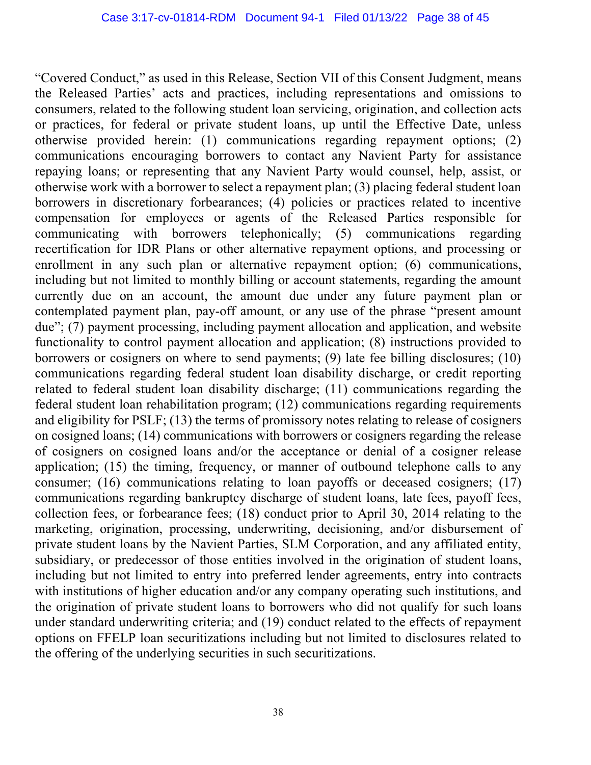"Covered Conduct," as used in this Release, Section VII of this Consent Judgment, means the Released Parties' acts and practices, including representations and omissions to consumers, related to the following student loan servicing, origination, and collection acts or practices, for federal or private student loans, up until the Effective Date, unless otherwise provided herein: (1) communications regarding repayment options; (2) communications encouraging borrowers to contact any Navient Party for assistance repaying loans; or representing that any Navient Party would counsel, help, assist, or otherwise work with a borrower to select a repayment plan; (3) placing federal student loan borrowers in discretionary forbearances; (4) policies or practices related to incentive compensation for employees or agents of the Released Parties responsible for communicating with borrowers telephonically; (5) communications regarding recertification for IDR Plans or other alternative repayment options, and processing or enrollment in any such plan or alternative repayment option; (6) communications, including but not limited to monthly billing or account statements, regarding the amount currently due on an account, the amount due under any future payment plan or contemplated payment plan, pay-off amount, or any use of the phrase "present amount due"; (7) payment processing, including payment allocation and application, and website functionality to control payment allocation and application; (8) instructions provided to borrowers or cosigners on where to send payments; (9) late fee billing disclosures; (10) communications regarding federal student loan disability discharge, or credit reporting related to federal student loan disability discharge; (11) communications regarding the federal student loan rehabilitation program; (12) communications regarding requirements and eligibility for PSLF; (13) the terms of promissory notes relating to release of cosigners on cosigned loans; (14) communications with borrowers or cosigners regarding the release of cosigners on cosigned loans and/or the acceptance or denial of a cosigner release application; (15) the timing, frequency, or manner of outbound telephone calls to any consumer; (16) communications relating to loan payoffs or deceased cosigners; (17) communications regarding bankruptcy discharge of student loans, late fees, payoff fees, collection fees, or forbearance fees; (18) conduct prior to April 30, 2014 relating to the marketing, origination, processing, underwriting, decisioning, and/or disbursement of private student loans by the Navient Parties, SLM Corporation, and any affiliated entity, subsidiary, or predecessor of those entities involved in the origination of student loans, including but not limited to entry into preferred lender agreements, entry into contracts with institutions of higher education and/or any company operating such institutions, and the origination of private student loans to borrowers who did not qualify for such loans under standard underwriting criteria; and (19) conduct related to the effects of repayment options on FFELP loan securitizations including but not limited to disclosures related to the offering of the underlying securities in such securitizations.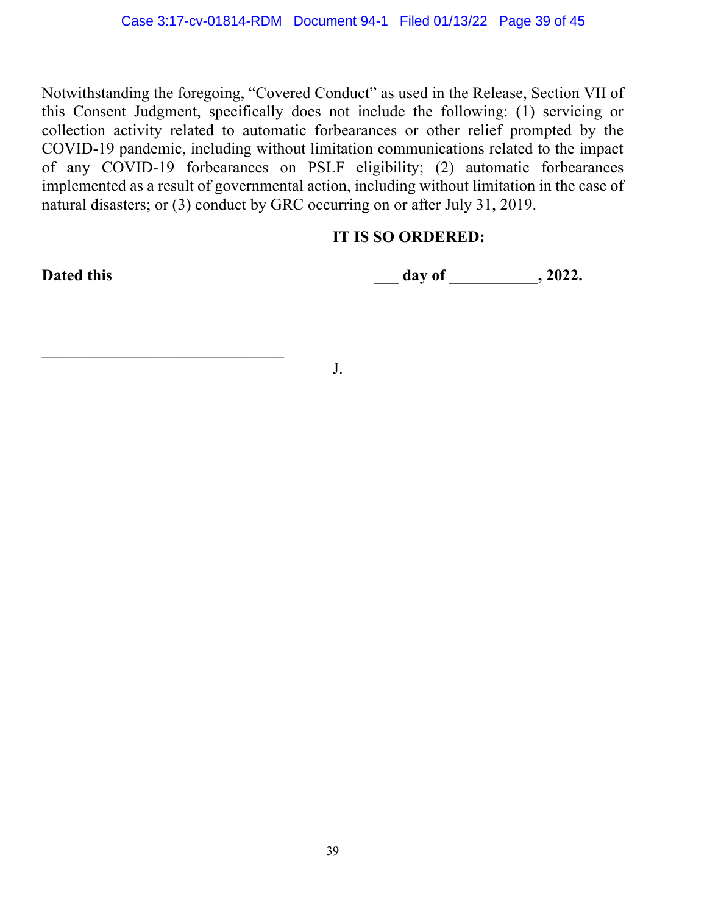Notwithstanding the foregoing, "Covered Conduct" as used in the Release, Section VII of this Consent Judgment, specifically does not include the following: (1) servicing or collection activity related to automatic forbearances or other relief prompted by the COVID-19 pandemic, including without limitation communications related to the impact of any COVID-19 forbearances on PSLF eligibility; (2) automatic forbearances implemented as a result of governmental action, including without limitation in the case of natural disasters; or (3) conduct by GRC occurring on or after July 31, 2019.

**IT IS SO ORDERED:**

**Dated this ___ day of __________, 2022.**

_______________________________ J.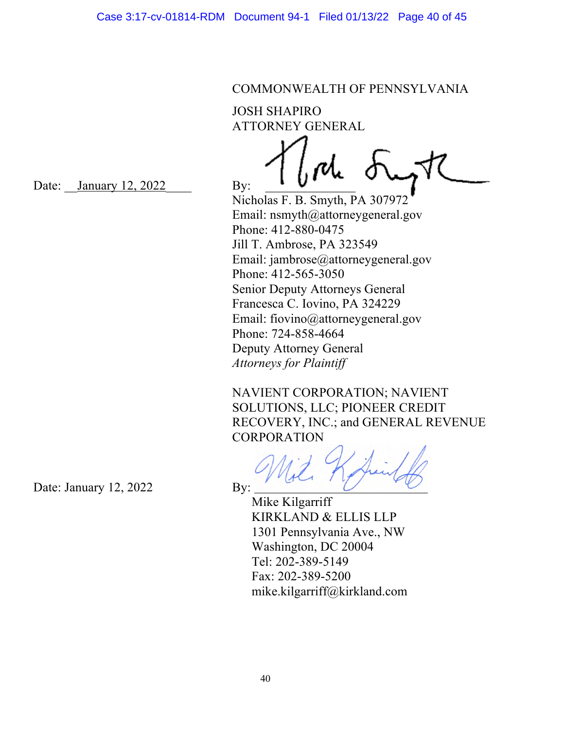COMMONWEALTH OF PENNSYLVANIA

JOSH SHAPIRO
ATTORNEY GENERAL

Date: __January 12, 2022____

By: ______________
Nicholas F. B. Smyth, PA 307972
Email: nsmyth@attorneygeneral.gov
Phone: 412-880-0475
Jill T. Ambrose, PA 323549
Email: jambrose@attorneygeneral.gov
Phone: 412-565-3050
Senior Deputy Attorneys General
Francesca C. Iovino, PA 324229
Email: fiovino@attorneygeneral.gov
Phone: 724-858-4664
Deputy Attorney General
*Attorneys for Plaintiff*

NAVIENT CORPORATION; NAVIENT SOLUTIONS, LLC; PIONEER CREDIT RECOVERY, INC.; and GENERAL REVENUE CORPORATION

Date: January 12, 2022

By: ______________________________
Mike Kilgarriff
KIRKLAND & ELLIS LLP
1301 Pennsylvania Ave., NW
Washington, DC 20004
Tel: 202-389-5149
Fax: 202-389-5200
mike.kilgarriff@kirkland.com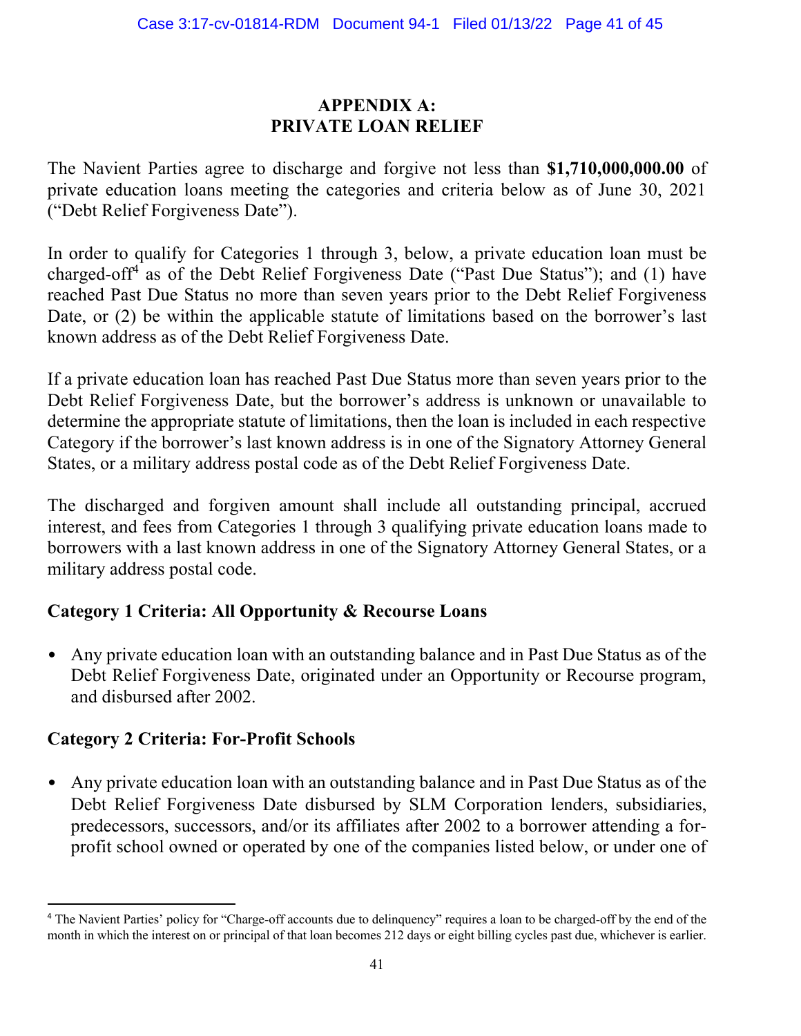# APPENDIX A: PRIVATE LOAN RELIEF

The Navient Parties agree to discharge and forgive not less than **$1,710,000,000.00** of private education loans meeting the categories and criteria below as of June 30, 2021 ("Debt Relief Forgiveness Date").

In order to qualify for Categories 1 through 3, below, a private education loan must be charged-off[4] as of the Debt Relief Forgiveness Date ("Past Due Status"); and (1) have reached Past Due Status no more than seven years prior to the Debt Relief Forgiveness Date, or (2) be within the applicable statute of limitations based on the borrower's last known address as of the Debt Relief Forgiveness Date.

If a private education loan has reached Past Due Status more than seven years prior to the Debt Relief Forgiveness Date, but the borrower's address is unknown or unavailable to determine the appropriate statute of limitations, then the loan is included in each respective Category if the borrower's last known address is in one of the Signatory Attorney General States, or a military address postal code as of the Debt Relief Forgiveness Date.

The discharged and forgiven amount shall include all outstanding principal, accrued interest, and fees from Categories 1 through 3 qualifying private education loans made to borrowers with a last known address in one of the Signatory Attorney General States, or a military address postal code.

### Category 1 Criteria: All Opportunity & Recourse Loans

- Any private education loan with an outstanding balance and in Past Due Status as of the Debt Relief Forgiveness Date, originated under an Opportunity or Recourse program, and disbursed after 2002.

### Category 2 Criteria: For-Profit Schools

- Any private education loan with an outstanding balance and in Past Due Status as of the Debt Relief Forgiveness Date disbursed by SLM Corporation lenders, subsidiaries, predecessors, successors, and/or its affiliates after 2002 to a borrower attending a for-profit school owned or operated by one of the companies listed below, or under one of

---

[4] The Navient Parties' policy for "Charge-off accounts due to delinquency" requires a loan to be charged-off by the end of the month in which the interest on or principal of that loan becomes 212 days or eight billing cycles past due, whichever is earlier.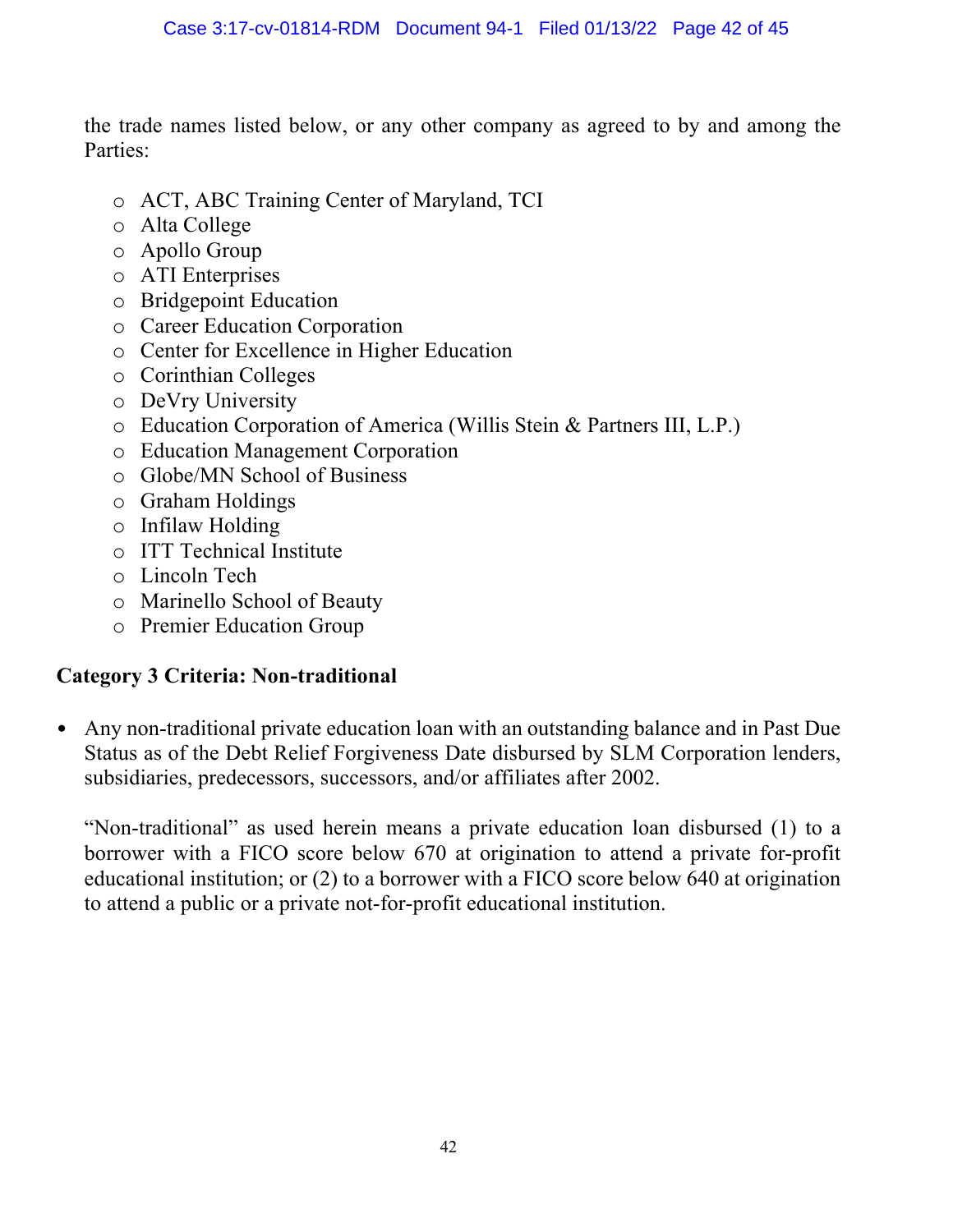the trade names listed below, or any other company as agreed to by and among the Parties:

- ACT, ABC Training Center of Maryland, TCI
- Alta College
- Apollo Group
- ATI Enterprises
- Bridgepoint Education
- Career Education Corporation
- Center for Excellence in Higher Education
- Corinthian Colleges
- DeVry University
- Education Corporation of America (Willis Stein & Partners III, L.P.)
- Education Management Corporation
- Globe/MN School of Business
- Graham Holdings
- Infilaw Holding
- ITT Technical Institute
- Lincoln Tech
- Marinello School of Beauty
- Premier Education Group

**Category 3 Criteria: Non-traditional**

- Any non-traditional private education loan with an outstanding balance and in Past Due Status as of the Debt Relief Forgiveness Date disbursed by SLM Corporation lenders, subsidiaries, predecessors, successors, and/or affiliates after 2002.

  "Non-traditional" as used herein means a private education loan disbursed (1) to a borrower with a FICO score below 670 at origination to attend a private for-profit educational institution; or (2) to a borrower with a FICO score below 640 at origination to attend a public or a private not-for-profit educational institution.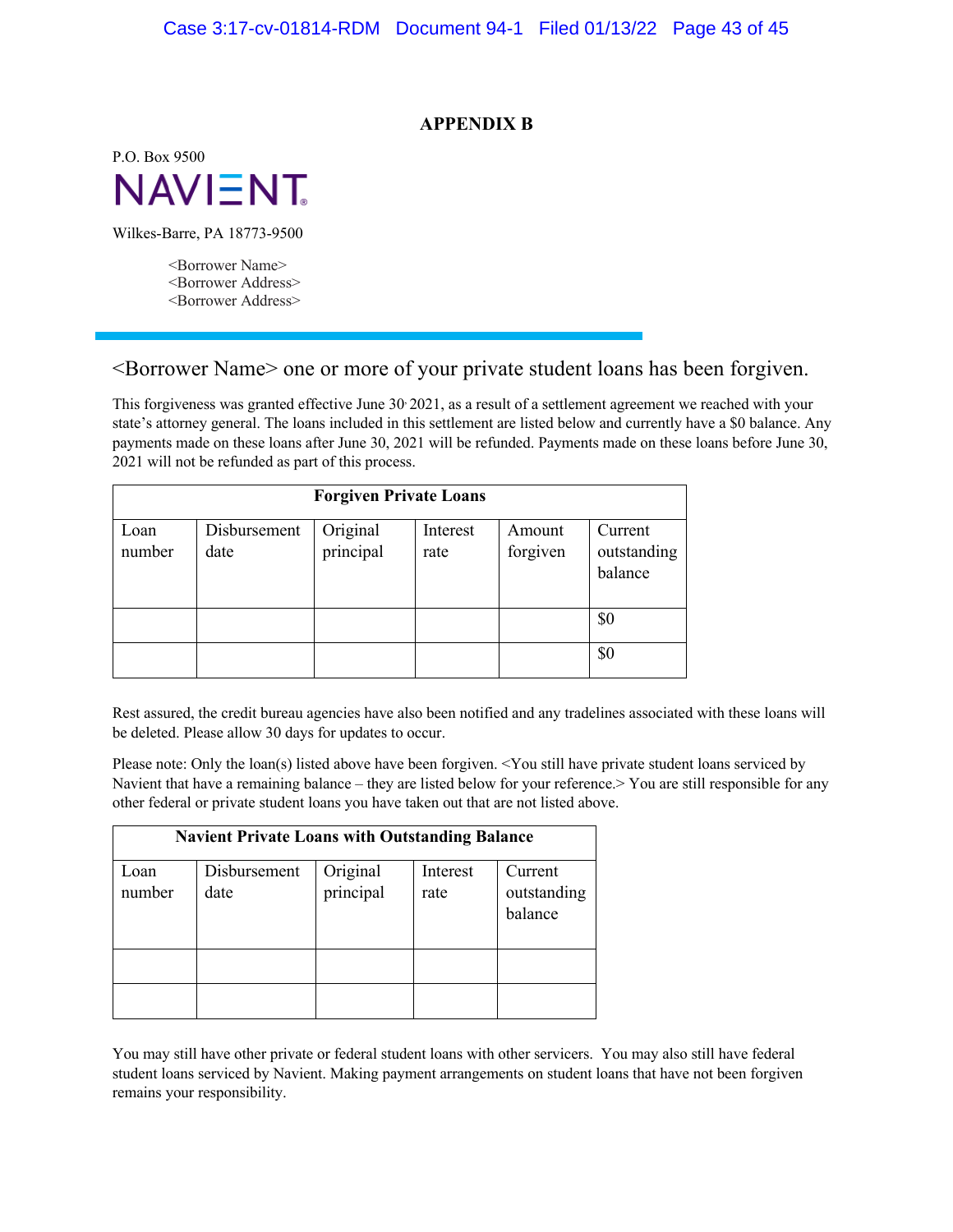## APPENDIX B

P.O. Box 9500

NAVIENT

Wilkes-Barre, PA 18773-9500

<Borrower Name>
<Borrower Address>
<Borrower Address>

<Borrower Name> one or more of your private student loans has been forgiven.

This forgiveness was granted effective June 30, 2021, as a result of a settlement agreement we reached with your state's attorney general. The loans included in this settlement are listed below and currently have a $0 balance. Any payments made on these loans after June 30, 2021 will be refunded. Payments made on these loans before June 30, 2021 will not be refunded as part of this process.

| **Forgiven Private Loans** | | | | | |
|---|---|---|---|---|---|
| Loan number | Disbursement date | Original principal | Interest rate | Amount forgiven | Current outstanding balance |
| | | | | | $0 |
| | | | | | $0 |

Rest assured, the credit bureau agencies have also been notified and any tradelines associated with these loans will be deleted. Please allow 30 days for updates to occur.

Please note: Only the loan(s) listed above have been forgiven. <You still have private student loans serviced by Navient that have a remaining balance – they are listed below for your reference.> You are still responsible for any other federal or private student loans you have taken out that are not listed above.

| **Navient Private Loans with Outstanding Balance** | | | | |
|---|---|---|---|---|
| Loan number | Disbursement date | Original principal | Interest rate | Current outstanding balance |
| | | | | |
| | | | | |

You may still have other private or federal student loans with other servicers. You may also still have federal student loans serviced by Navient. Making payment arrangements on student loans that have not been forgiven remains your responsibility.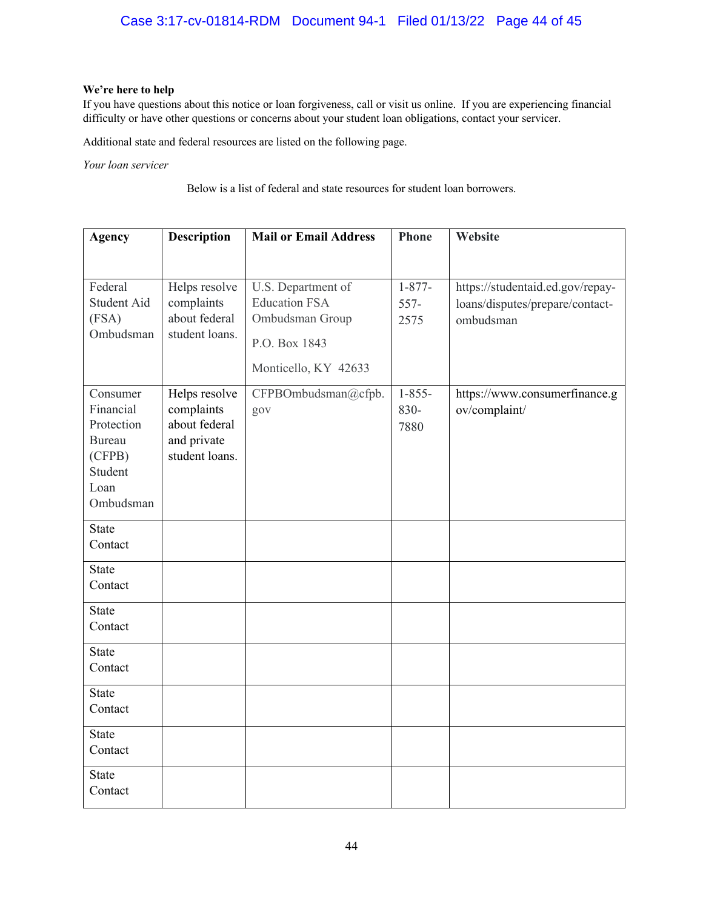**We're here to help**
If you have questions about this notice or loan forgiveness, call or visit us online. If you are experiencing financial difficulty or have other questions or concerns about your student loan obligations, contact your servicer.

Additional state and federal resources are listed on the following page.

*Your loan servicer*

Below is a list of federal and state resources for student loan borrowers.

| Agency | Description | Mail or Email Address | Phone | Website |
|---|---|---|---|---|
| Federal Student Aid (FSA) Ombudsman | Helps resolve complaints about federal student loans. | U.S. Department of Education FSA Ombudsman Group<br><br>P.O. Box 1843<br><br>Monticello, KY 42633 | 1-877-557-2575 | https://studentaid.ed.gov/repay-loans/disputes/prepare/contact-ombudsman |
| Consumer Financial Protection Bureau (CFPB) Student Loan Ombudsman | Helps resolve complaints about federal and private student loans. | CFPBOmbudsman@cfpb.gov | 1-855-830-7880 | https://www.consumerfinance.gov/complaint/ |
| State Contact | | | | |
| State Contact | | | | |
| State Contact | | | | |
| State Contact | | | | |
| State Contact | | | | |
| State Contact | | | | |
| State Contact | | | | |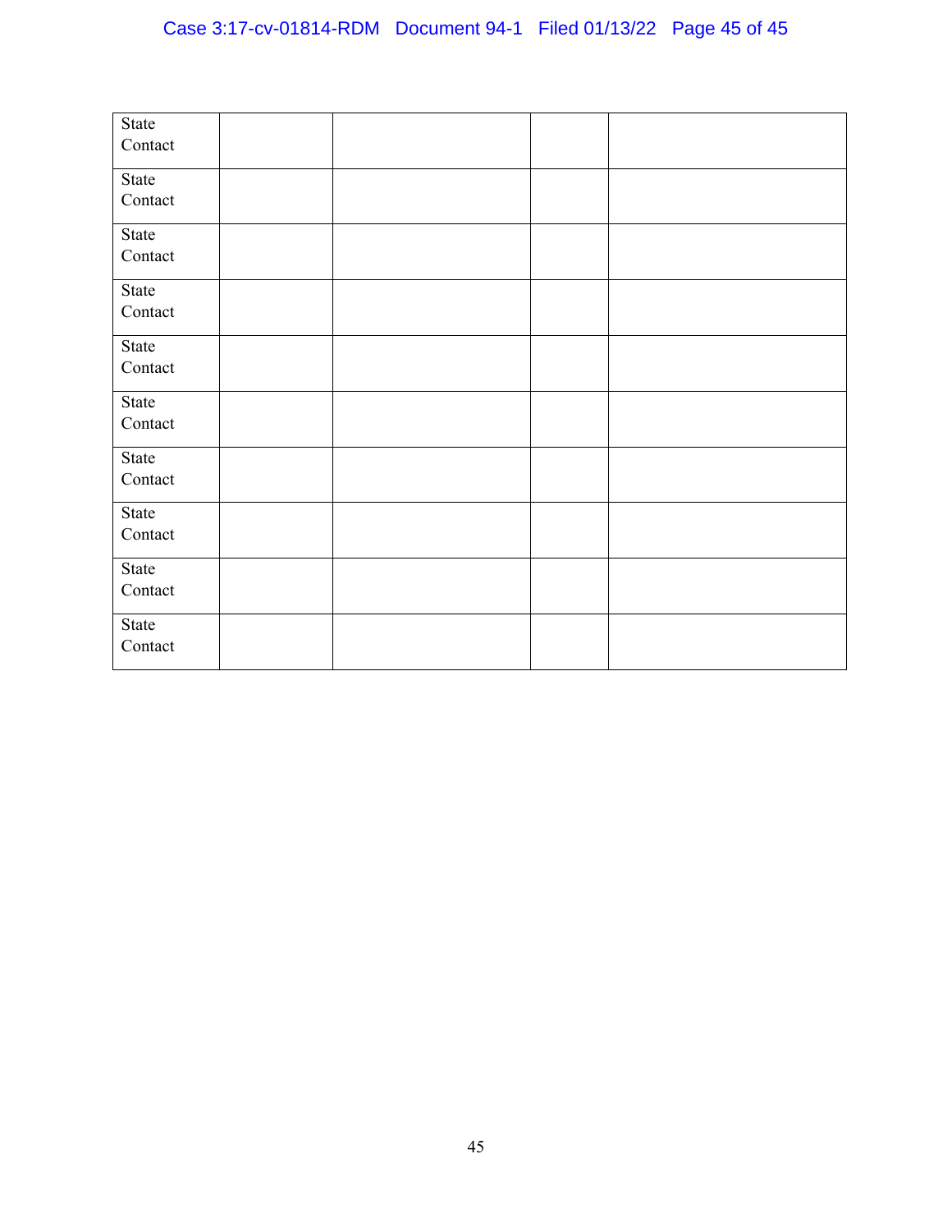| | | | | |
|---|---|---|---|---|
| State Contact | | | | |
| State Contact | | | | |
| State Contact | | | | |
| State Contact | | | | |
| State Contact | | | | |
| State Contact | | | | |
| State Contact | | | | |
| State Contact | | | | |
| State Contact | | | | |
| State Contact | | | | |